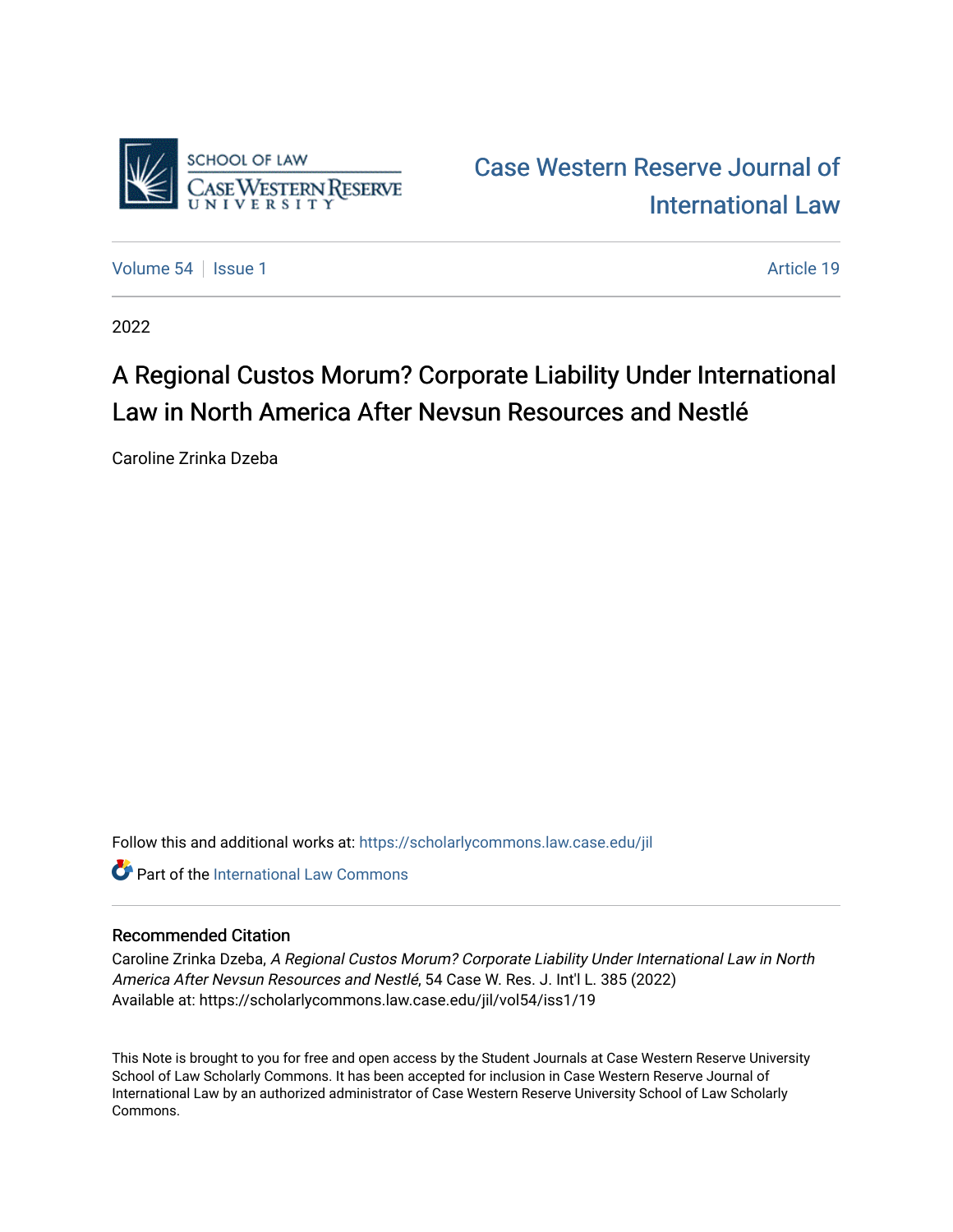# Case Western Reserve Journal of International Law

Volume 54 | Issue 1 | Article 19

2022

## A Regional Custos Morum? Corporate Liability Under International Law in North America After Nevsun Resources and Nestlé

Caroline Zrinka Dzeba

Follow this and additional works at: https://scholarlycommons.law.case.edu/jil

Part of the International Law Commons

### Recommended Citation

Caroline Zrinka Dzeba, *A Regional Custos Morum? Corporate Liability Under International Law in North America After Nevsun Resources and Nestlé*, 54 Case W. Res. J. Int'l L. 385 (2022)
Available at: https://scholarlycommons.law.case.edu/jil/vol54/iss1/19

This Note is brought to you for free and open access by the Student Journals at Case Western Reserve University School of Law Scholarly Commons. It has been accepted for inclusion in Case Western Reserve Journal of International Law by an authorized administrator of Case Western Reserve University School of Law Scholarly Commons.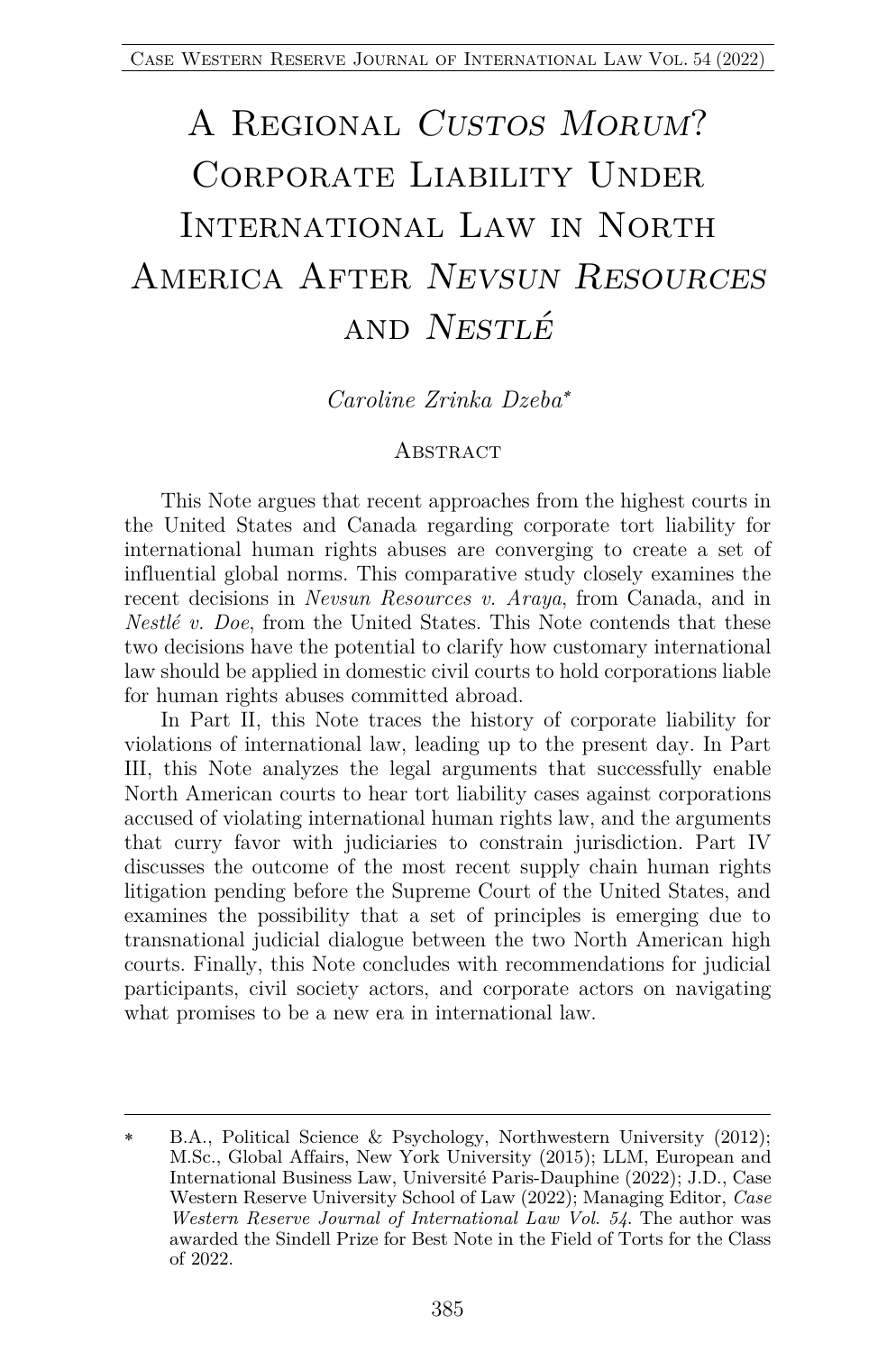# A Regional *Custos Morum*? Corporate Liability Under International Law in North America After *Nevsun Resources* and *Nestlé*

*Caroline Zrinka Dzeba*[*]

## Abstract

This Note argues that recent approaches from the highest courts in the United States and Canada regarding corporate tort liability for international human rights abuses are converging to create a set of influential global norms. This comparative study closely examines the recent decisions in *Nevsun Resources v. Araya*, from Canada, and in *Nestlé v. Doe*, from the United States. This Note contends that these two decisions have the potential to clarify how customary international law should be applied in domestic civil courts to hold corporations liable for human rights abuses committed abroad.

In Part II, this Note traces the history of corporate liability for violations of international law, leading up to the present day. In Part III, this Note analyzes the legal arguments that successfully enable North American courts to hear tort liability cases against corporations accused of violating international human rights law, and the arguments that curry favor with judiciaries to constrain jurisdiction. Part IV discusses the outcome of the most recent supply chain human rights litigation pending before the Supreme Court of the United States, and examines the possibility that a set of principles is emerging due to transnational judicial dialogue between the two North American high courts. Finally, this Note concludes with recommendations for judicial participants, civil society actors, and corporate actors on navigating what promises to be a new era in international law.

---

[*] B.A., Political Science & Psychology, Northwestern University (2012); M.Sc., Global Affairs, New York University (2015); LLM, European and International Business Law, Université Paris-Dauphine (2022); J.D., Case Western Reserve University School of Law (2022); Managing Editor, *Case Western Reserve Journal of International Law Vol. 54*. The author was awarded the Sindell Prize for Best Note in the Field of Torts for the Class of 2022.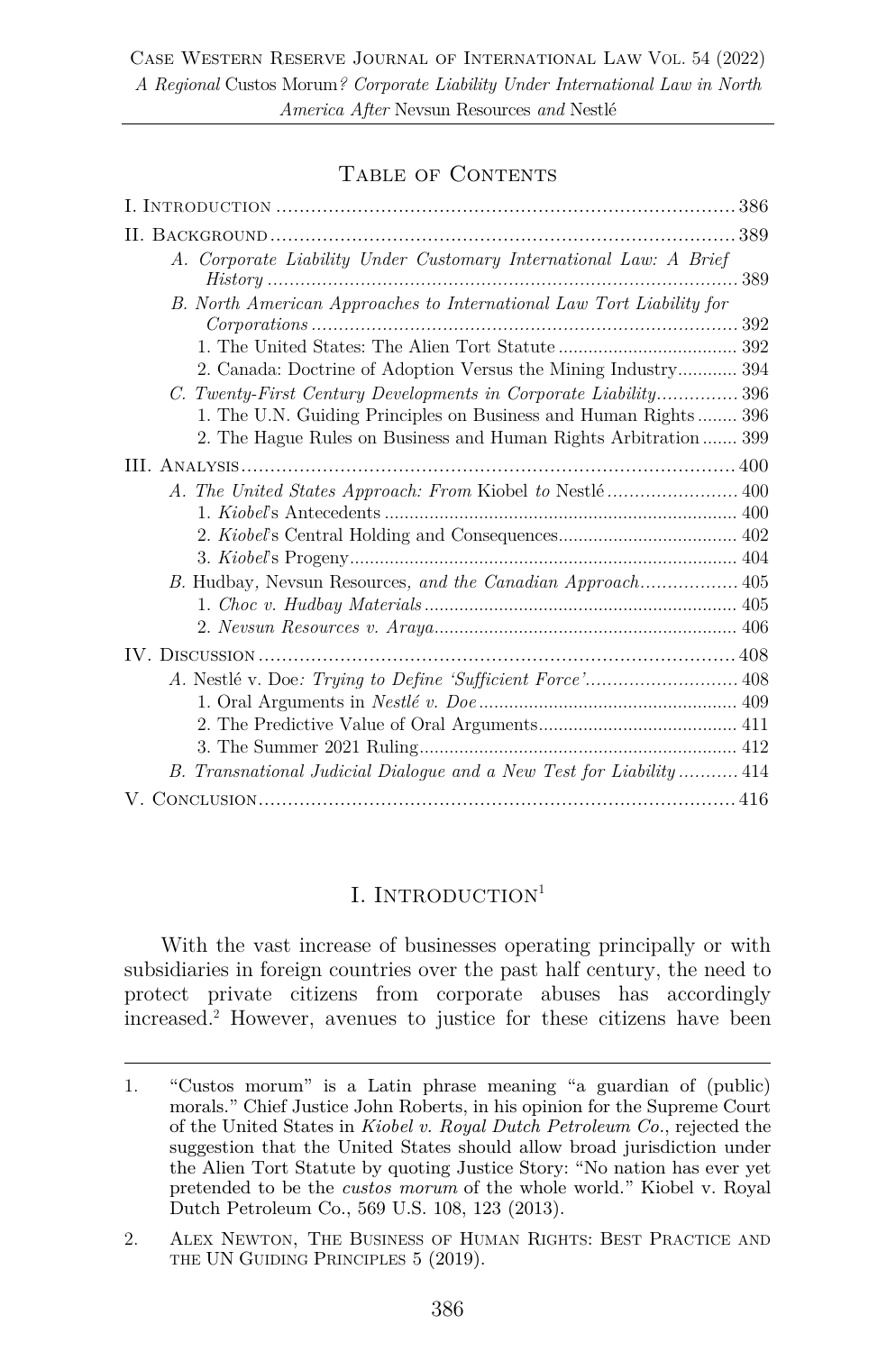## Table of Contents

I. Introduction ........ 386

II. Background ........ 389

- *A. Corporate Liability Under Customary International Law: A Brief History* ........ 389
- *B. North American Approaches to International Law Tort Liability for Corporations* ........ 392
  - 1. The United States: The Alien Tort Statute ........ 392
  - 2. Canada: Doctrine of Adoption Versus the Mining Industry ........ 394
- *C. Twenty-First Century Developments in Corporate Liability* ........ 396
  - 1. The U.N. Guiding Principles on Business and Human Rights ........ 396
  - 2. The Hague Rules on Business and Human Rights Arbitration ........ 399

III. Analysis ........ 400

- *A. The United States Approach: From* Kiobel *to* Nestlé ........ 400
  - 1. *Kiobel*'s Antecedents ........ 400
  - 2. *Kiobel*'s Central Holding and Consequences ........ 402
  - 3. *Kiobel*'s Progeny ........ 404
- *B.* Hudbay*,* Nevsun Resources*, and the Canadian Approach* ........ 405
  - 1. *Choc v. Hudbay Materials* ........ 405
  - 2. *Nevsun Resources v. Araya* ........ 406

IV. Discussion ........ 408

- *A.* Nestlé v. Doe*: Trying to Define 'Sufficient Force'* ........ 408
  - 1. Oral Arguments in *Nestlé v. Doe* ........ 409
  - 2. The Predictive Value of Oral Arguments ........ 411
  - 3. The Summer 2021 Ruling ........ 412
- *B. Transnational Judicial Dialogue and a New Test for Liability* ........ 414

V. Conclusion ........ 416

## I. Introduction[1]

With the vast increase of businesses operating principally or with subsidiaries in foreign countries over the past half century, the need to protect private citizens from corporate abuses has accordingly increased.[2] However, avenues to justice for these citizens have been

1. "Custos morum" is a Latin phrase meaning "a guardian of (public) morals." Chief Justice John Roberts, in his opinion for the Supreme Court of the United States in *Kiobel v. Royal Dutch Petroleum Co.*, rejected the suggestion that the United States should allow broad jurisdiction under the Alien Tort Statute by quoting Justice Story: "No nation has ever yet pretended to be the *custos morum* of the whole world." Kiobel v. Royal Dutch Petroleum Co., 569 U.S. 108, 123 (2013).

2. Alex Newton, The Business of Human Rights: Best Practice and the UN Guiding Principles 5 (2019).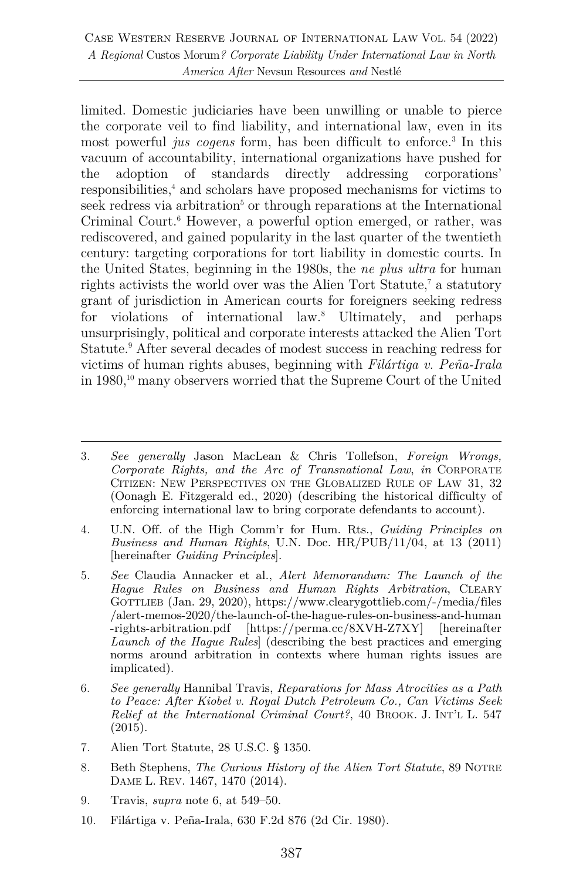limited. Domestic judiciaries have been unwilling or unable to pierce the corporate veil to find liability, and international law, even in its most powerful *jus cogens* form, has been difficult to enforce.[3] In this vacuum of accountability, international organizations have pushed for the adoption of standards directly addressing corporations' responsibilities,[4] and scholars have proposed mechanisms for victims to seek redress via arbitration[5] or through reparations at the International Criminal Court.[6] However, a powerful option emerged, or rather, was rediscovered, and gained popularity in the last quarter of the twentieth century: targeting corporations for tort liability in domestic courts. In the United States, beginning in the 1980s, the *ne plus ultra* for human rights activists the world over was the Alien Tort Statute,[7] a statutory grant of jurisdiction in American courts for foreigners seeking redress for violations of international law.[8] Ultimately, and perhaps unsurprisingly, political and corporate interests attacked the Alien Tort Statute.[9] After several decades of modest success in reaching redress for victims of human rights abuses, beginning with *Filártiga v. Peña-Irala* in 1980,[10] many observers worried that the Supreme Court of the United

---

3. *See generally* Jason MacLean & Chris Tollefson, *Foreign Wrongs, Corporate Rights, and the Arc of Transnational Law*, *in* CORPORATE CITIZEN: NEW PERSPECTIVES ON THE GLOBALIZED RULE OF LAW 31, 32 (Oonagh E. Fitzgerald ed., 2020) (describing the historical difficulty of enforcing international law to bring corporate defendants to account).

4. U.N. Off. of the High Comm'r for Hum. Rts., *Guiding Principles on Business and Human Rights*, U.N. Doc. HR/PUB/11/04, at 13 (2011) [hereinafter *Guiding Principles*].

5. *See* Claudia Annacker et al., *Alert Memorandum: The Launch of the Hague Rules on Business and Human Rights Arbitration*, CLEARY GOTTLIEB (Jan. 29, 2020), https://www.clearygottlieb.com/-/media/files/alert-memos-2020/the-launch-of-the-hague-rules-on-business-and-human-rights-arbitration.pdf [https://perma.cc/8XVH-Z7XY] [hereinafter *Launch of the Hague Rules*] (describing the best practices and emerging norms around arbitration in contexts where human rights issues are implicated).

6. *See generally* Hannibal Travis, *Reparations for Mass Atrocities as a Path to Peace: After Kiobel v. Royal Dutch Petroleum Co., Can Victims Seek Relief at the International Criminal Court?*, 40 BROOK. J. INT'L L. 547 (2015).

7. Alien Tort Statute, 28 U.S.C. § 1350.

8. Beth Stephens, *The Curious History of the Alien Tort Statute*, 89 NOTRE DAME L. REV. 1467, 1470 (2014).

9. Travis, *supra* note 6, at 549–50.

10. Filártiga v. Peña-Irala, 630 F.2d 876 (2d Cir. 1980).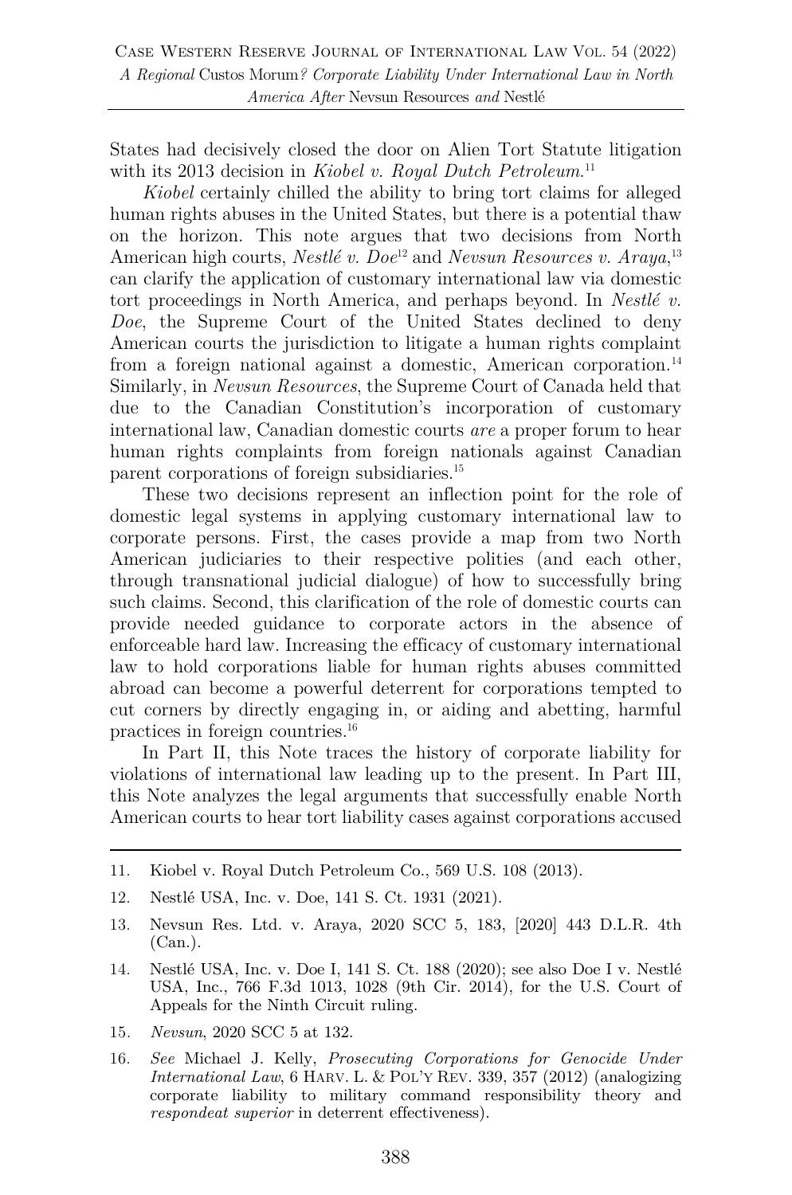States had decisively closed the door on Alien Tort Statute litigation with its 2013 decision in *Kiobel v. Royal Dutch Petroleum*.[11]

*Kiobel* certainly chilled the ability to bring tort claims for alleged human rights abuses in the United States, but there is a potential thaw on the horizon. This note argues that two decisions from North American high courts, *Nestlé v. Doe*[12] and *Nevsun Resources v. Araya*,[13] can clarify the application of customary international law via domestic tort proceedings in North America, and perhaps beyond. In *Nestlé v. Doe*, the Supreme Court of the United States declined to deny American courts the jurisdiction to litigate a human rights complaint from a foreign national against a domestic, American corporation.[14] Similarly, in *Nevsun Resources*, the Supreme Court of Canada held that due to the Canadian Constitution's incorporation of customary international law, Canadian domestic courts *are* a proper forum to hear human rights complaints from foreign nationals against Canadian parent corporations of foreign subsidiaries.[15]

These two decisions represent an inflection point for the role of domestic legal systems in applying customary international law to corporate persons. First, the cases provide a map from two North American judiciaries to their respective polities (and each other, through transnational judicial dialogue) of how to successfully bring such claims. Second, this clarification of the role of domestic courts can provide needed guidance to corporate actors in the absence of enforceable hard law. Increasing the efficacy of customary international law to hold corporations liable for human rights abuses committed abroad can become a powerful deterrent for corporations tempted to cut corners by directly engaging in, or aiding and abetting, harmful practices in foreign countries.[16]

In Part II, this Note traces the history of corporate liability for violations of international law leading up to the present. In Part III, this Note analyzes the legal arguments that successfully enable North American courts to hear tort liability cases against corporations accused

---

11. Kiobel v. Royal Dutch Petroleum Co., 569 U.S. 108 (2013).

12. Nestlé USA, Inc. v. Doe, 141 S. Ct. 1931 (2021).

13. Nevsun Res. Ltd. v. Araya, 2020 SCC 5, 183, [2020] 443 D.L.R. 4th (Can.).

14. Nestlé USA, Inc. v. Doe I, 141 S. Ct. 188 (2020); see also Doe I v. Nestlé USA, Inc., 766 F.3d 1013, 1028 (9th Cir. 2014), for the U.S. Court of Appeals for the Ninth Circuit ruling.

15. *Nevsun*, 2020 SCC 5 at 132.

16. *See* Michael J. Kelly, *Prosecuting Corporations for Genocide Under International Law*, 6 HARV. L. & POL'Y REV. 339, 357 (2012) (analogizing corporate liability to military command responsibility theory and *respondeat superior* in deterrent effectiveness).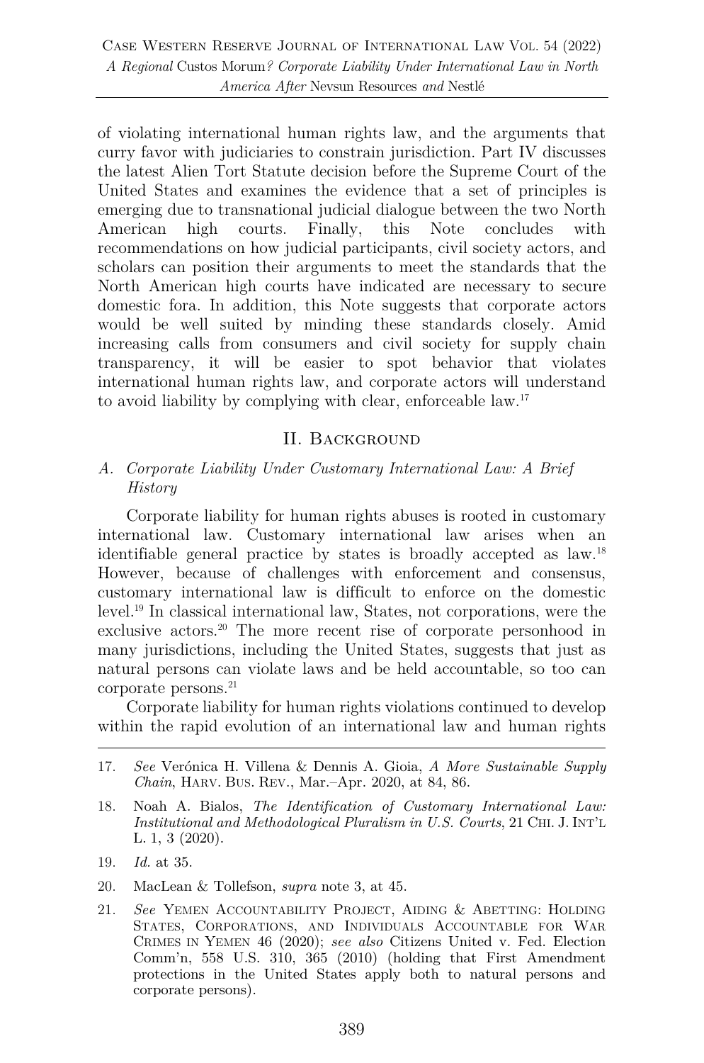of violating international human rights law, and the arguments that curry favor with judiciaries to constrain jurisdiction. Part IV discusses the latest Alien Tort Statute decision before the Supreme Court of the United States and examines the evidence that a set of principles is emerging due to transnational judicial dialogue between the two North American high courts. Finally, this Note concludes with recommendations on how judicial participants, civil society actors, and scholars can position their arguments to meet the standards that the North American high courts have indicated are necessary to secure domestic fora. In addition, this Note suggests that corporate actors would be well suited by minding these standards closely. Amid increasing calls from consumers and civil society for supply chain transparency, it will be easier to spot behavior that violates international human rights law, and corporate actors will understand to avoid liability by complying with clear, enforceable law.[17]

## II. Background

### A. *Corporate Liability Under Customary International Law: A Brief History*

Corporate liability for human rights abuses is rooted in customary international law. Customary international law arises when an identifiable general practice by states is broadly accepted as law.[18] However, because of challenges with enforcement and consensus, customary international law is difficult to enforce on the domestic level.[19] In classical international law, States, not corporations, were the exclusive actors.[20] The more recent rise of corporate personhood in many jurisdictions, including the United States, suggests that just as natural persons can violate laws and be held accountable, so too can corporate persons.[21]

Corporate liability for human rights violations continued to develop within the rapid evolution of an international law and human rights

---

17. *See* Verónica H. Villena & Dennis A. Gioia, *A More Sustainable Supply Chain*, Harv. Bus. Rev., Mar.–Apr. 2020, at 84, 86.

18. Noah A. Bialos, *The Identification of Customary International Law: Institutional and Methodological Pluralism in U.S. Courts*, 21 Chi. J. Int'l L. 1, 3 (2020).

19. *Id.* at 35.

20. MacLean & Tollefson, *supra* note 3, at 45.

21. *See* Yemen Accountability Project, Aiding & Abetting: Holding States, Corporations, and Individuals Accountable for War Crimes in Yemen 46 (2020); *see also* Citizens United v. Fed. Election Comm'n, 558 U.S. 310, 365 (2010) (holding that First Amendment protections in the United States apply both to natural persons and corporate persons).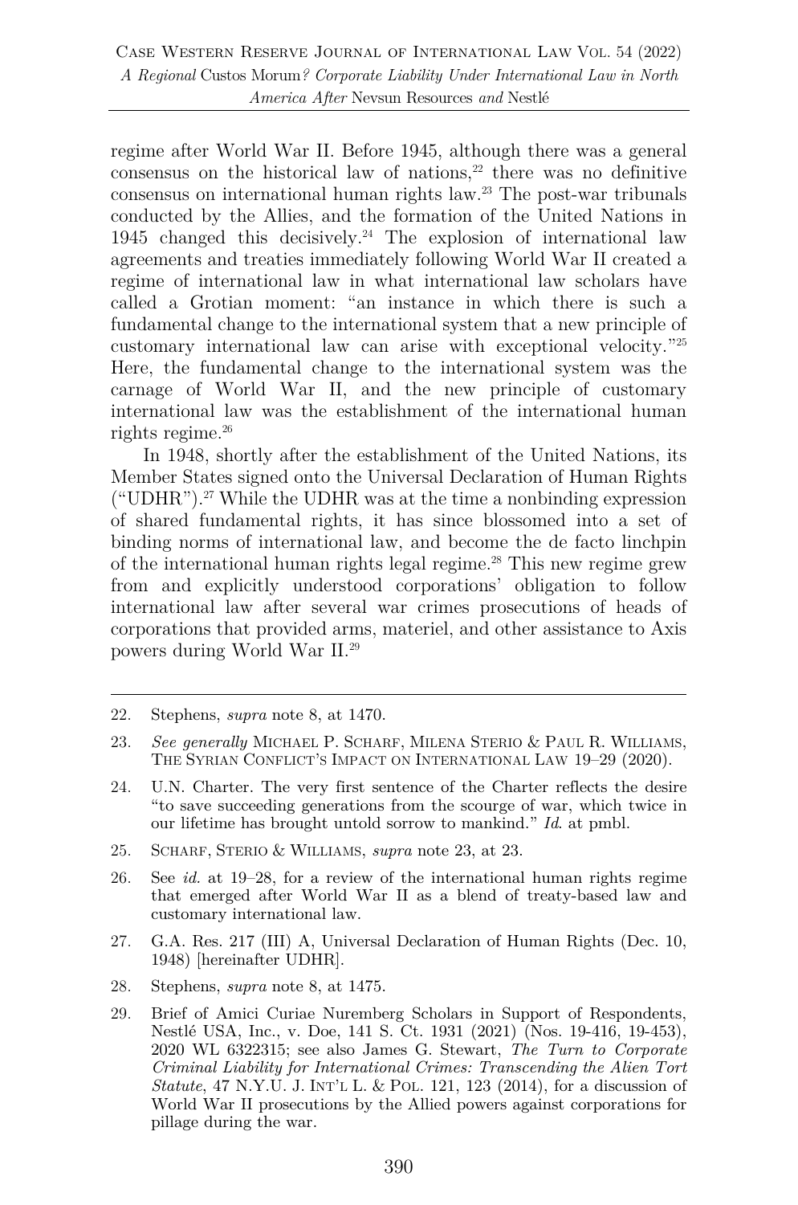regime after World War II. Before 1945, although there was a general consensus on the historical law of nations,[22] there was no definitive consensus on international human rights law.[23] The post-war tribunals conducted by the Allies, and the formation of the United Nations in 1945 changed this decisively.[24] The explosion of international law agreements and treaties immediately following World War II created a regime of international law in what international law scholars have called a Grotian moment: "an instance in which there is such a fundamental change to the international system that a new principle of customary international law can arise with exceptional velocity."[25] Here, the fundamental change to the international system was the carnage of World War II, and the new principle of customary international law was the establishment of the international human rights regime.[26]

In 1948, shortly after the establishment of the United Nations, its Member States signed onto the Universal Declaration of Human Rights ("UDHR").[27] While the UDHR was at the time a nonbinding expression of shared fundamental rights, it has since blossomed into a set of binding norms of international law, and become the de facto linchpin of the international human rights legal regime.[28] This new regime grew from and explicitly understood corporations' obligation to follow international law after several war crimes prosecutions of heads of corporations that provided arms, materiel, and other assistance to Axis powers during World War II.[29]

---

22. Stephens, *supra* note 8, at 1470.

23. *See generally* MICHAEL P. SCHARF, MILENA STERIO & PAUL R. WILLIAMS, THE SYRIAN CONFLICT'S IMPACT ON INTERNATIONAL LAW 19–29 (2020).

24. U.N. Charter. The very first sentence of the Charter reflects the desire "to save succeeding generations from the scourge of war, which twice in our lifetime has brought untold sorrow to mankind." *Id.* at pmbl.

25. SCHARF, STERIO & WILLIAMS, *supra* note 23, at 23.

26. See *id.* at 19–28, for a review of the international human rights regime that emerged after World War II as a blend of treaty-based law and customary international law.

27. G.A. Res. 217 (III) A, Universal Declaration of Human Rights (Dec. 10, 1948) [hereinafter UDHR].

28. Stephens, *supra* note 8, at 1475.

29. Brief of Amici Curiae Nuremberg Scholars in Support of Respondents, Nestlé USA, Inc., v. Doe, 141 S. Ct. 1931 (2021) (Nos. 19-416, 19-453), 2020 WL 6322315; see also James G. Stewart, *The Turn to Corporate Criminal Liability for International Crimes: Transcending the Alien Tort Statute*, 47 N.Y.U. J. INT'L L. & POL. 121, 123 (2014), for a discussion of World War II prosecutions by the Allied powers against corporations for pillage during the war.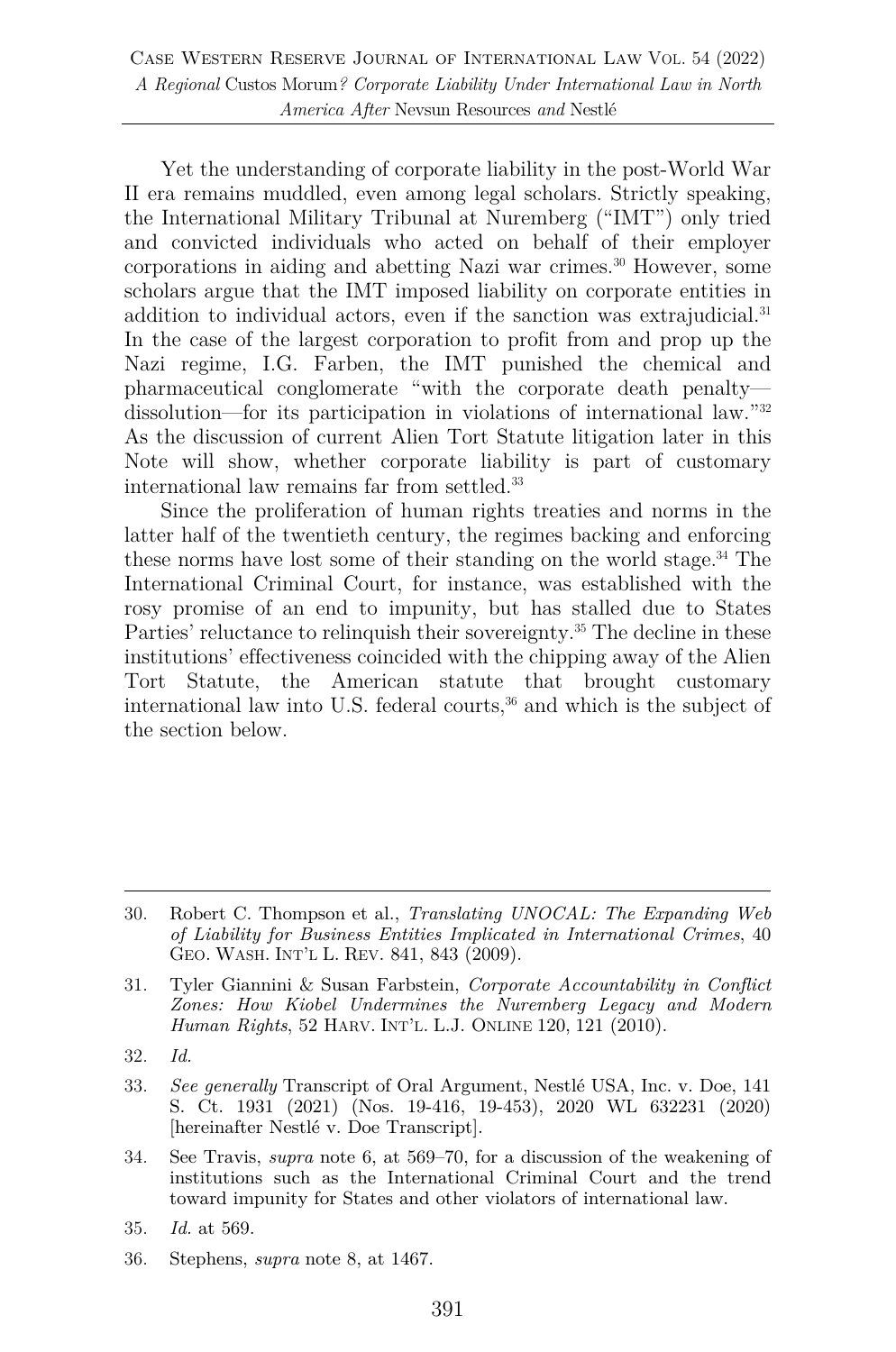Yet the understanding of corporate liability in the post-World War II era remains muddled, even among legal scholars. Strictly speaking, the International Military Tribunal at Nuremberg ("IMT") only tried and convicted individuals who acted on behalf of their employer corporations in aiding and abetting Nazi war crimes.[30] However, some scholars argue that the IMT imposed liability on corporate entities in addition to individual actors, even if the sanction was extrajudicial.[31] In the case of the largest corporation to profit from and prop up the Nazi regime, I.G. Farben, the IMT punished the chemical and pharmaceutical conglomerate "with the corporate death penalty—dissolution—for its participation in violations of international law."[32] As the discussion of current Alien Tort Statute litigation later in this Note will show, whether corporate liability is part of customary international law remains far from settled.[33]

Since the proliferation of human rights treaties and norms in the latter half of the twentieth century, the regimes backing and enforcing these norms have lost some of their standing on the world stage.[34] The International Criminal Court, for instance, was established with the rosy promise of an end to impunity, but has stalled due to States Parties' reluctance to relinquish their sovereignty.[35] The decline in these institutions' effectiveness coincided with the chipping away of the Alien Tort Statute, the American statute that brought customary international law into U.S. federal courts,[36] and which is the subject of the section below.

---

30. Robert C. Thompson et al., *Translating UNOCAL: The Expanding Web of Liability for Business Entities Implicated in International Crimes*, 40 GEO. WASH. INT'L L. REV. 841, 843 (2009).

31. Tyler Giannini & Susan Farbstein, *Corporate Accountability in Conflict Zones: How Kiobel Undermines the Nuremberg Legacy and Modern Human Rights*, 52 HARV. INT'L. L.J. ONLINE 120, 121 (2010).

32. *Id.*

33. *See generally* Transcript of Oral Argument, Nestlé USA, Inc. v. Doe, 141 S. Ct. 1931 (2021) (Nos. 19-416, 19-453), 2020 WL 632231 (2020) [hereinafter Nestlé v. Doe Transcript].

34. See Travis, *supra* note 6, at 569–70, for a discussion of the weakening of institutions such as the International Criminal Court and the trend toward impunity for States and other violators of international law.

35. *Id.* at 569.

36. Stephens, *supra* note 8, at 1467.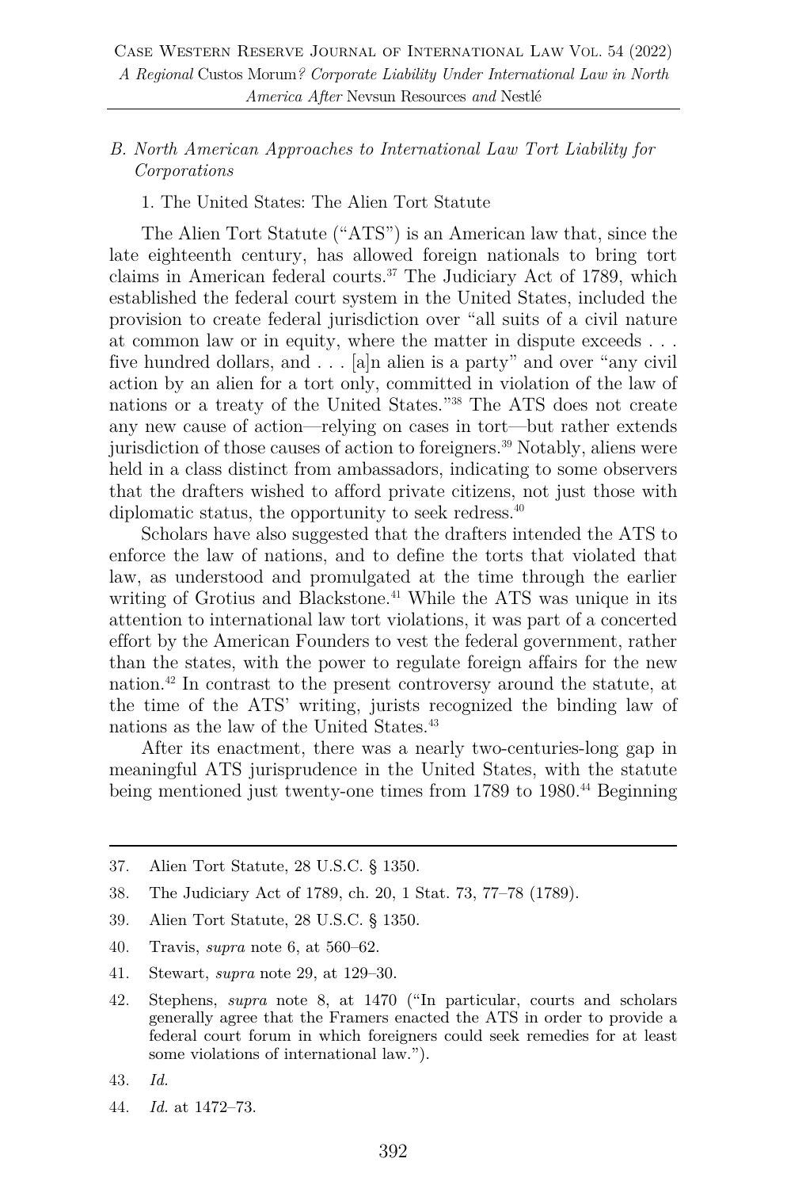### B. *North American Approaches to International Law Tort Liability for Corporations*

1. The United States: The Alien Tort Statute

The Alien Tort Statute ("ATS") is an American law that, since the late eighteenth century, has allowed foreign nationals to bring tort claims in American federal courts.[37] The Judiciary Act of 1789, which established the federal court system in the United States, included the provision to create federal jurisdiction over "all suits of a civil nature at common law or in equity, where the matter in dispute exceeds . . . five hundred dollars, and . . . [a]n alien is a party" and over "any civil action by an alien for a tort only, committed in violation of the law of nations or a treaty of the United States."[38] The ATS does not create any new cause of action—relying on cases in tort—but rather extends jurisdiction of those causes of action to foreigners.[39] Notably, aliens were held in a class distinct from ambassadors, indicating to some observers that the drafters wished to afford private citizens, not just those with diplomatic status, the opportunity to seek redress.[40]

Scholars have also suggested that the drafters intended the ATS to enforce the law of nations, and to define the torts that violated that law, as understood and promulgated at the time through the earlier writing of Grotius and Blackstone.[41] While the ATS was unique in its attention to international law tort violations, it was part of a concerted effort by the American Founders to vest the federal government, rather than the states, with the power to regulate foreign affairs for the new nation.[42] In contrast to the present controversy around the statute, at the time of the ATS' writing, jurists recognized the binding law of nations as the law of the United States.[43]

After its enactment, there was a nearly two-centuries-long gap in meaningful ATS jurisprudence in the United States, with the statute being mentioned just twenty-one times from 1789 to 1980.[44] Beginning

37. Alien Tort Statute, 28 U.S.C. § 1350.

38. The Judiciary Act of 1789, ch. 20, 1 Stat. 73, 77–78 (1789).

39. Alien Tort Statute, 28 U.S.C. § 1350.

40. Travis, *supra* note 6, at 560–62.

41. Stewart, *supra* note 29, at 129–30.

42. Stephens, *supra* note 8, at 1470 ("In particular, courts and scholars generally agree that the Framers enacted the ATS in order to provide a federal court forum in which foreigners could seek remedies for at least some violations of international law.").

43. *Id.*

44. *Id.* at 1472–73.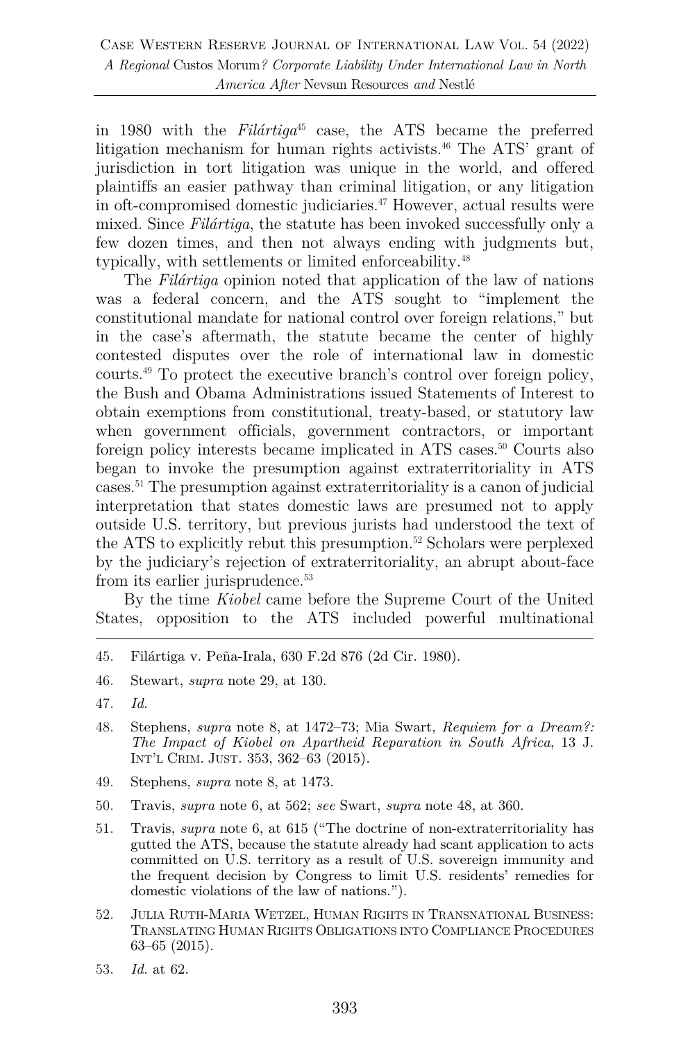in 1980 with the *Filártiga*[45] case, the ATS became the preferred litigation mechanism for human rights activists.[46] The ATS' grant of jurisdiction in tort litigation was unique in the world, and offered plaintiffs an easier pathway than criminal litigation, or any litigation in oft-compromised domestic judiciaries.[47] However, actual results were mixed. Since *Filártiga*, the statute has been invoked successfully only a few dozen times, and then not always ending with judgments but, typically, with settlements or limited enforceability.[48]

The *Filártiga* opinion noted that application of the law of nations was a federal concern, and the ATS sought to "implement the constitutional mandate for national control over foreign relations," but in the case's aftermath, the statute became the center of highly contested disputes over the role of international law in domestic courts.[49] To protect the executive branch's control over foreign policy, the Bush and Obama Administrations issued Statements of Interest to obtain exemptions from constitutional, treaty-based, or statutory law when government officials, government contractors, or important foreign policy interests became implicated in ATS cases.[50] Courts also began to invoke the presumption against extraterritoriality in ATS cases.[51] The presumption against extraterritoriality is a canon of judicial interpretation that states domestic laws are presumed not to apply outside U.S. territory, but previous jurists had understood the text of the ATS to explicitly rebut this presumption.[52] Scholars were perplexed by the judiciary's rejection of extraterritoriality, an abrupt about-face from its earlier jurisprudence.[53]

By the time *Kiobel* came before the Supreme Court of the United States, opposition to the ATS included powerful multinational

---

45. Filártiga v. Peña-Irala, 630 F.2d 876 (2d Cir. 1980).

46. Stewart, *supra* note 29, at 130.

47. *Id.*

48. Stephens, *supra* note 8, at 1472–73; Mia Swart, *Requiem for a Dream?: The Impact of Kiobel on Apartheid Reparation in South Africa*, 13 J. INT'L CRIM. JUST. 353, 362–63 (2015).

49. Stephens, *supra* note 8, at 1473.

50. Travis, *supra* note 6, at 562; *see* Swart, *supra* note 48, at 360.

51. Travis, *supra* note 6, at 615 ("The doctrine of non-extraterritoriality has gutted the ATS, because the statute already had scant application to acts committed on U.S. territory as a result of U.S. sovereign immunity and the frequent decision by Congress to limit U.S. residents' remedies for domestic violations of the law of nations.").

52. JULIA RUTH-MARIA WETZEL, HUMAN RIGHTS IN TRANSNATIONAL BUSINESS: TRANSLATING HUMAN RIGHTS OBLIGATIONS INTO COMPLIANCE PROCEDURES 63–65 (2015).

53. *Id.* at 62.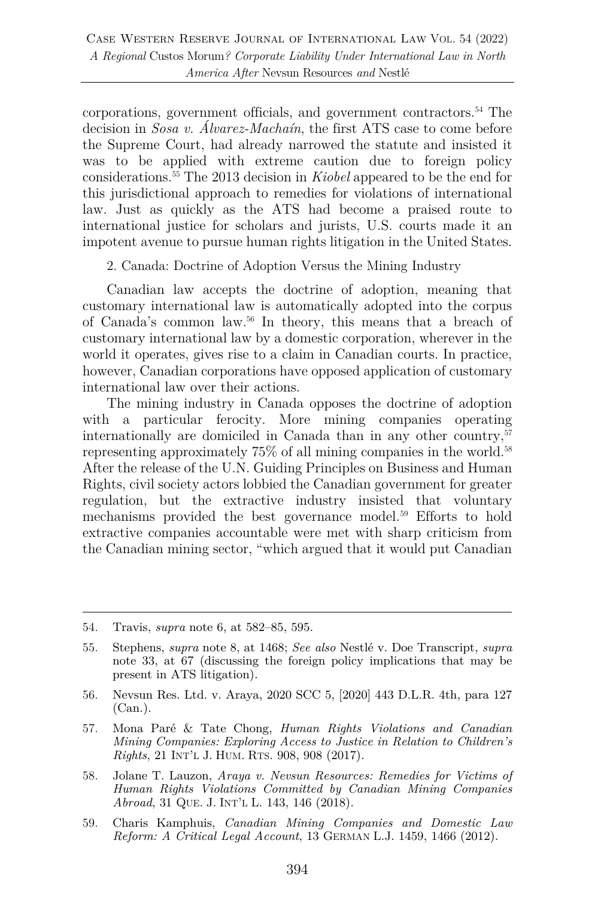corporations, government officials, and government contractors.[54] The decision in *Sosa v. Álvarez-Machaín*, the first ATS case to come before the Supreme Court, had already narrowed the statute and insisted it was to be applied with extreme caution due to foreign policy considerations.[55] The 2013 decision in *Kiobel* appeared to be the end for this jurisdictional approach to remedies for violations of international law. Just as quickly as the ATS had become a praised route to international justice for scholars and jurists, U.S. courts made it an impotent avenue to pursue human rights litigation in the United States.

2. Canada: Doctrine of Adoption Versus the Mining Industry

Canadian law accepts the doctrine of adoption, meaning that customary international law is automatically adopted into the corpus of Canada's common law.[56] In theory, this means that a breach of customary international law by a domestic corporation, wherever in the world it operates, gives rise to a claim in Canadian courts. In practice, however, Canadian corporations have opposed application of customary international law over their actions.

The mining industry in Canada opposes the doctrine of adoption with a particular ferocity. More mining companies operating internationally are domiciled in Canada than in any other country,[57] representing approximately 75% of all mining companies in the world.[58] After the release of the U.N. Guiding Principles on Business and Human Rights, civil society actors lobbied the Canadian government for greater regulation, but the extractive industry insisted that voluntary mechanisms provided the best governance model.[59] Efforts to hold extractive companies accountable were met with sharp criticism from the Canadian mining sector, "which argued that it would put Canadian

---

54. Travis, *supra* note 6, at 582–85, 595.

55. Stephens, *supra* note 8, at 1468; *See also* Nestlé v. Doe Transcript, *supra* note 33, at 67 (discussing the foreign policy implications that may be present in ATS litigation).

56. Nevsun Res. Ltd. v. Araya, 2020 SCC 5, [2020] 443 D.L.R. 4th, para 127 (Can.).

57. Mona Paré & Tate Chong, *Human Rights Violations and Canadian Mining Companies: Exploring Access to Justice in Relation to Children's Rights*, 21 INT'L J. HUM. RTS. 908, 908 (2017).

58. Jolane T. Lauzon, *Araya v. Nevsun Resources: Remedies for Victims of Human Rights Violations Committed by Canadian Mining Companies Abroad*, 31 QUE. J. INT'L L. 143, 146 (2018).

59. Charis Kamphuis, *Canadian Mining Companies and Domestic Law Reform: A Critical Legal Account*, 13 GERMAN L.J. 1459, 1466 (2012).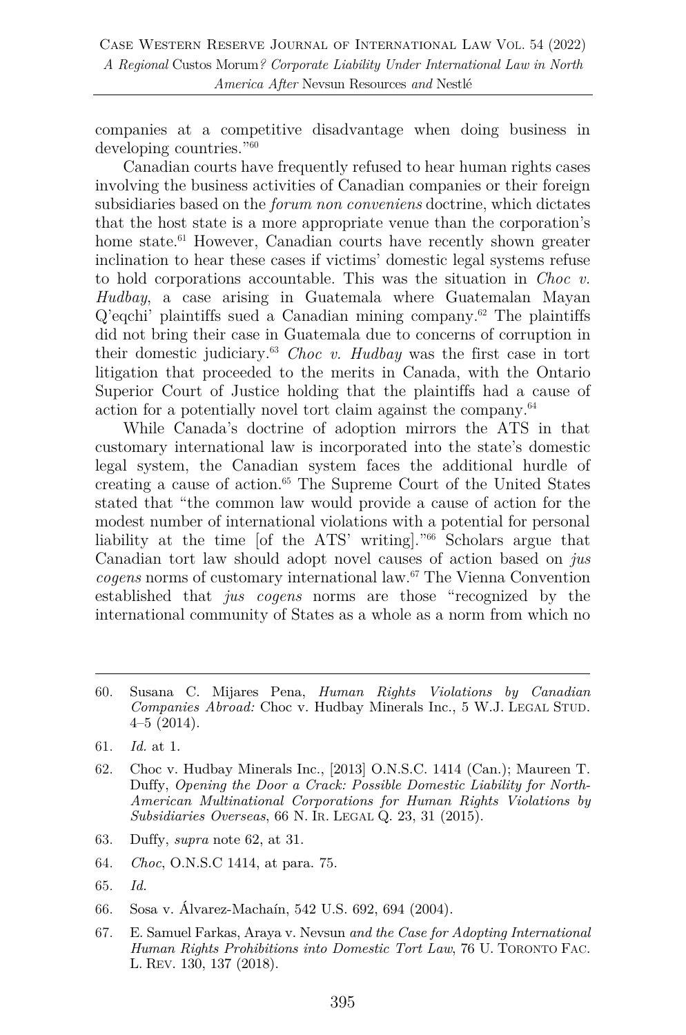companies at a competitive disadvantage when doing business in developing countries."[60]

Canadian courts have frequently refused to hear human rights cases involving the business activities of Canadian companies or their foreign subsidiaries based on the *forum non conveniens* doctrine, which dictates that the host state is a more appropriate venue than the corporation's home state.[61] However, Canadian courts have recently shown greater inclination to hear these cases if victims' domestic legal systems refuse to hold corporations accountable. This was the situation in *Choc v. Hudbay*, a case arising in Guatemala where Guatemalan Mayan Q'eqchi' plaintiffs sued a Canadian mining company.[62] The plaintiffs did not bring their case in Guatemala due to concerns of corruption in their domestic judiciary.[63] *Choc v. Hudbay* was the first case in tort litigation that proceeded to the merits in Canada, with the Ontario Superior Court of Justice holding that the plaintiffs had a cause of action for a potentially novel tort claim against the company.[64]

While Canada's doctrine of adoption mirrors the ATS in that customary international law is incorporated into the state's domestic legal system, the Canadian system faces the additional hurdle of creating a cause of action.[65] The Supreme Court of the United States stated that "the common law would provide a cause of action for the modest number of international violations with a potential for personal liability at the time [of the ATS' writing]."[66] Scholars argue that Canadian tort law should adopt novel causes of action based on *jus cogens* norms of customary international law.[67] The Vienna Convention established that *jus cogens* norms are those "recognized by the international community of States as a whole as a norm from which no

---

60. Susana C. Mijares Pena, *Human Rights Violations by Canadian Companies Abroad:* Choc v. Hudbay Minerals Inc., 5 W.J. LEGAL STUD. 4–5 (2014).

61. *Id.* at 1.

62. Choc v. Hudbay Minerals Inc., [2013] O.N.S.C. 1414 (Can.); Maureen T. Duffy, *Opening the Door a Crack: Possible Domestic Liability for North-American Multinational Corporations for Human Rights Violations by Subsidiaries Overseas*, 66 N. IR. LEGAL Q. 23, 31 (2015).

63. Duffy, *supra* note 62, at 31.

64. *Choc*, O.N.S.C 1414, at para. 75.

65. *Id.*

66. Sosa v. Álvarez-Machaín, 542 U.S. 692, 694 (2004).

67. E. Samuel Farkas, Araya v. Nevsun *and the Case for Adopting International Human Rights Prohibitions into Domestic Tort Law*, 76 U. TORONTO FAC. L. REV. 130, 137 (2018).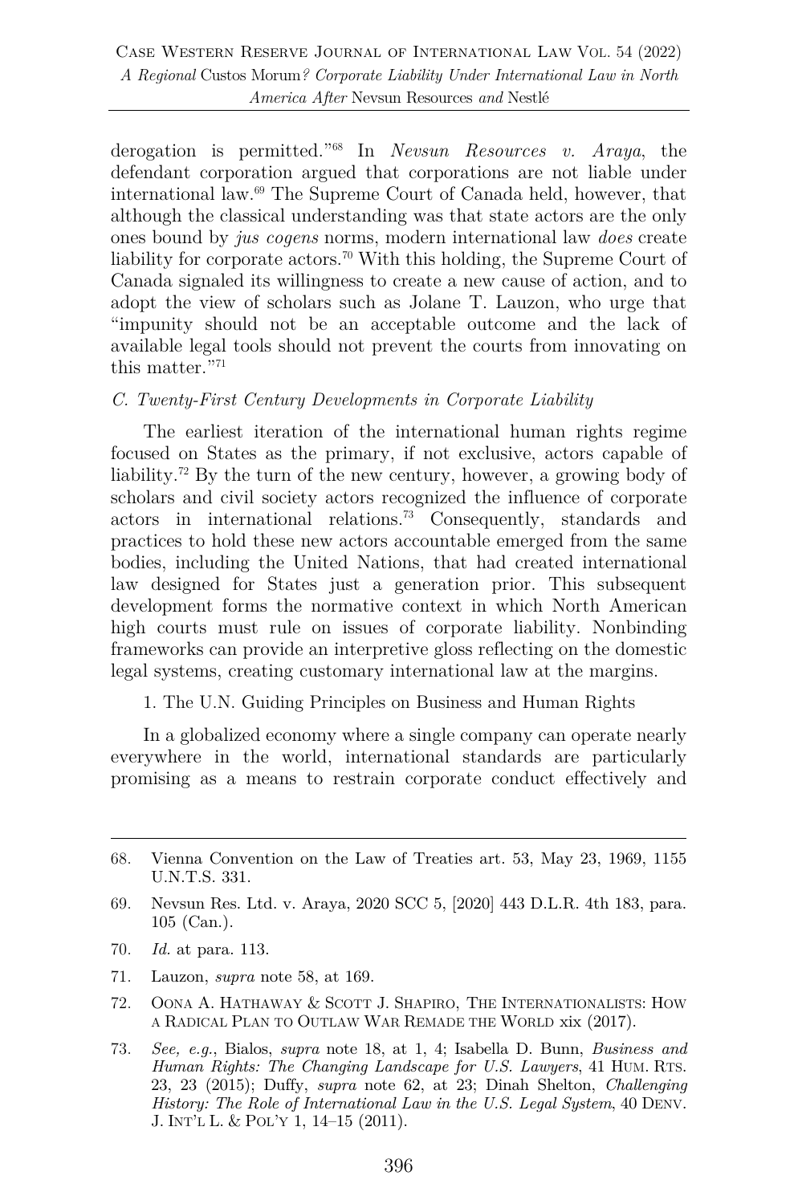derogation is permitted."[68] In *Nevsun Resources v. Araya*, the defendant corporation argued that corporations are not liable under international law.[69] The Supreme Court of Canada held, however, that although the classical understanding was that state actors are the only ones bound by *jus cogens* norms, modern international law *does* create liability for corporate actors.[70] With this holding, the Supreme Court of Canada signaled its willingness to create a new cause of action, and to adopt the view of scholars such as Jolane T. Lauzon, who urge that "impunity should not be an acceptable outcome and the lack of available legal tools should not prevent the courts from innovating on this matter."[71]

### *C. Twenty-First Century Developments in Corporate Liability*

The earliest iteration of the international human rights regime focused on States as the primary, if not exclusive, actors capable of liability.[72] By the turn of the new century, however, a growing body of scholars and civil society actors recognized the influence of corporate actors in international relations.[73] Consequently, standards and practices to hold these new actors accountable emerged from the same bodies, including the United Nations, that had created international law designed for States just a generation prior. This subsequent development forms the normative context in which North American high courts must rule on issues of corporate liability. Nonbinding frameworks can provide an interpretive gloss reflecting on the domestic legal systems, creating customary international law at the margins.

#### 1. The U.N. Guiding Principles on Business and Human Rights

In a globalized economy where a single company can operate nearly everywhere in the world, international standards are particularly promising as a means to restrain corporate conduct effectively and

---

68. Vienna Convention on the Law of Treaties art. 53, May 23, 1969, 1155 U.N.T.S. 331.

69. Nevsun Res. Ltd. v. Araya, 2020 SCC 5, [2020] 443 D.L.R. 4th 183, para. 105 (Can.).

70. *Id.* at para. 113.

71. Lauzon, *supra* note 58, at 169.

72. OONA A. HATHAWAY & SCOTT J. SHAPIRO, THE INTERNATIONALISTS: HOW A RADICAL PLAN TO OUTLAW WAR REMADE THE WORLD xix (2017).

73. *See, e.g.*, Bialos, *supra* note 18, at 1, 4; Isabella D. Bunn, *Business and Human Rights: The Changing Landscape for U.S. Lawyers*, 41 HUM. RTS. 23, 23 (2015); Duffy, *supra* note 62, at 23; Dinah Shelton, *Challenging History: The Role of International Law in the U.S. Legal System*, 40 DENV. J. INT'L L. & POL'Y 1, 14–15 (2011).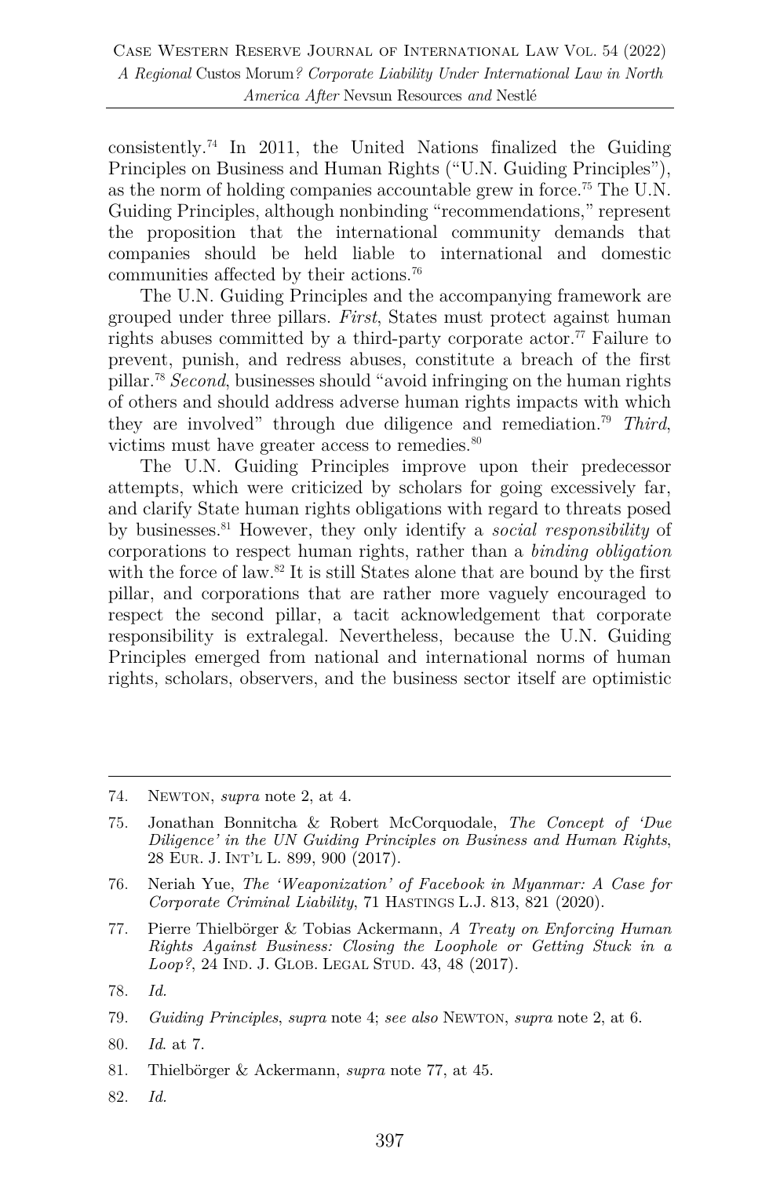consistently.[74] In 2011, the United Nations finalized the Guiding Principles on Business and Human Rights ("U.N. Guiding Principles"), as the norm of holding companies accountable grew in force.[75] The U.N. Guiding Principles, although nonbinding "recommendations," represent the proposition that the international community demands that companies should be held liable to international and domestic communities affected by their actions.[76]

The U.N. Guiding Principles and the accompanying framework are grouped under three pillars. *First*, States must protect against human rights abuses committed by a third-party corporate actor.[77] Failure to prevent, punish, and redress abuses, constitute a breach of the first pillar.[78] *Second*, businesses should "avoid infringing on the human rights of others and should address adverse human rights impacts with which they are involved" through due diligence and remediation.[79] *Third*, victims must have greater access to remedies.[80]

The U.N. Guiding Principles improve upon their predecessor attempts, which were criticized by scholars for going excessively far, and clarify State human rights obligations with regard to threats posed by businesses.[81] However, they only identify a *social responsibility* of corporations to respect human rights, rather than a *binding obligation* with the force of law.[82] It is still States alone that are bound by the first pillar, and corporations that are rather more vaguely encouraged to respect the second pillar, a tacit acknowledgement that corporate responsibility is extralegal. Nevertheless, because the U.N. Guiding Principles emerged from national and international norms of human rights, scholars, observers, and the business sector itself are optimistic

---

74. NEWTON, *supra* note 2, at 4.

75. Jonathan Bonnitcha & Robert McCorquodale, *The Concept of 'Due Diligence' in the UN Guiding Principles on Business and Human Rights*, 28 EUR. J. INT'L L. 899, 900 (2017).

76. Neriah Yue, *The 'Weaponization' of Facebook in Myanmar: A Case for Corporate Criminal Liability*, 71 HASTINGS L.J. 813, 821 (2020).

77. Pierre Thielbörger & Tobias Ackermann, *A Treaty on Enforcing Human Rights Against Business: Closing the Loophole or Getting Stuck in a Loop?*, 24 IND. J. GLOB. LEGAL STUD. 43, 48 (2017).

78. *Id.*

79. *Guiding Principles*, *supra* note 4; *see also* NEWTON, *supra* note 2, at 6.

80. *Id*. at 7.

81. Thielbörger & Ackermann, *supra* note 77, at 45.

82. *Id.*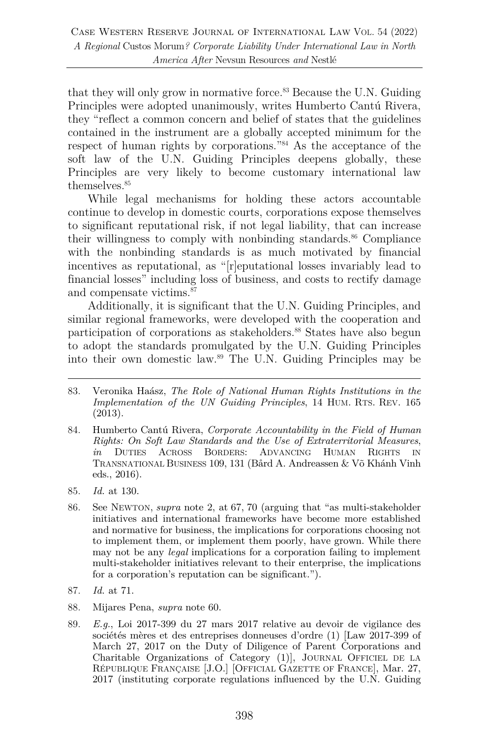that they will only grow in normative force.[83] Because the U.N. Guiding Principles were adopted unanimously, writes Humberto Cantú Rivera, they "reflect a common concern and belief of states that the guidelines contained in the instrument are a globally accepted minimum for the respect of human rights by corporations."[84] As the acceptance of the soft law of the U.N. Guiding Principles deepens globally, these Principles are very likely to become customary international law themselves.[85]

While legal mechanisms for holding these actors accountable continue to develop in domestic courts, corporations expose themselves to significant reputational risk, if not legal liability, that can increase their willingness to comply with nonbinding standards.[86] Compliance with the nonbinding standards is as much motivated by financial incentives as reputational, as "[r]eputational losses invariably lead to financial losses" including loss of business, and costs to rectify damage and compensate victims.[87]

Additionally, it is significant that the U.N. Guiding Principles, and similar regional frameworks, were developed with the cooperation and participation of corporations as stakeholders.[88] States have also begun to adopt the standards promulgated by the U.N. Guiding Principles into their own domestic law.[89] The U.N. Guiding Principles may be

---

83. Veronika Haász, *The Role of National Human Rights Institutions in the Implementation of the UN Guiding Principles*, 14 HUM. RTS. REV. 165 (2013).

84. Humberto Cantú Rivera, *Corporate Accountability in the Field of Human Rights: On Soft Law Standards and the Use of Extraterritorial Measures*, *in* DUTIES ACROSS BORDERS: ADVANCING HUMAN RIGHTS IN TRANSNATIONAL BUSINESS 109, 131 (Bård A. Andreassen & Võ Khánh Vinh eds., 2016).

85. *Id.* at 130.

86. See NEWTON, *supra* note 2, at 67, 70 (arguing that "as multi-stakeholder initiatives and international frameworks have become more established and normative for business, the implications for corporations choosing not to implement them, or implement them poorly, have grown. While there may not be any *legal* implications for a corporation failing to implement multi-stakeholder initiatives relevant to their enterprise, the implications for a corporation's reputation can be significant.").

87. *Id.* at 71.

88. Mijares Pena, *supra* note 60.

89. *E.g.*, Loi 2017-399 du 27 mars 2017 relative au devoir de vigilance des sociétés mères et des entreprises donneuses d'ordre (1) [Law 2017-399 of March 27, 2017 on the Duty of Diligence of Parent Corporations and Charitable Organizations of Category (1)], JOURNAL OFFICIEL DE LA RÉPUBLIQUE FRANÇAISE [J.O.] [OFFICIAL GAZETTE OF FRANCE], Mar. 27, 2017 (instituting corporate regulations influenced by the U.N. Guiding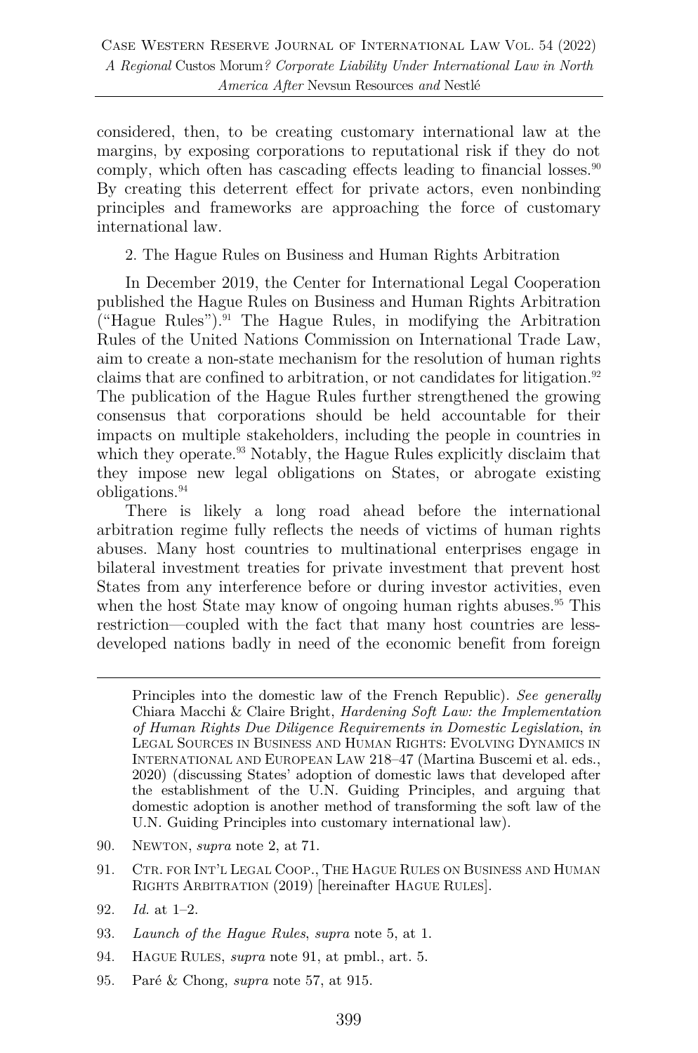considered, then, to be creating customary international law at the margins, by exposing corporations to reputational risk if they do not comply, which often has cascading effects leading to financial losses.[90] By creating this deterrent effect for private actors, even nonbinding principles and frameworks are approaching the force of customary international law.

2. The Hague Rules on Business and Human Rights Arbitration

In December 2019, the Center for International Legal Cooperation published the Hague Rules on Business and Human Rights Arbitration ("Hague Rules").[91] The Hague Rules, in modifying the Arbitration Rules of the United Nations Commission on International Trade Law, aim to create a non-state mechanism for the resolution of human rights claims that are confined to arbitration, or not candidates for litigation.[92] The publication of the Hague Rules further strengthened the growing consensus that corporations should be held accountable for their impacts on multiple stakeholders, including the people in countries in which they operate.[93] Notably, the Hague Rules explicitly disclaim that they impose new legal obligations on States, or abrogate existing obligations.[94]

There is likely a long road ahead before the international arbitration regime fully reflects the needs of victims of human rights abuses. Many host countries to multinational enterprises engage in bilateral investment treaties for private investment that prevent host States from any interference before or during investor activities, even when the host State may know of ongoing human rights abuses.[95] This restriction—coupled with the fact that many host countries are less-developed nations badly in need of the economic benefit from foreign

---

Principles into the domestic law of the French Republic). *See generally* Chiara Macchi & Claire Bright, *Hardening Soft Law: the Implementation of Human Rights Due Diligence Requirements in Domestic Legislation*, *in* LEGAL SOURCES IN BUSINESS AND HUMAN RIGHTS: EVOLVING DYNAMICS IN INTERNATIONAL AND EUROPEAN LAW 218–47 (Martina Buscemi et al. eds., 2020) (discussing States' adoption of domestic laws that developed after the establishment of the U.N. Guiding Principles, and arguing that domestic adoption is another method of transforming the soft law of the U.N. Guiding Principles into customary international law).

90. NEWTON, *supra* note 2, at 71.

91. CTR. FOR INT'L LEGAL COOP., THE HAGUE RULES ON BUSINESS AND HUMAN RIGHTS ARBITRATION (2019) [hereinafter HAGUE RULES].

92. *Id.* at 1–2.

93. *Launch of the Hague Rules*, *supra* note 5, at 1.

94. HAGUE RULES, *supra* note 91, at pmbl., art. 5.

95. Paré & Chong, *supra* note 57, at 915.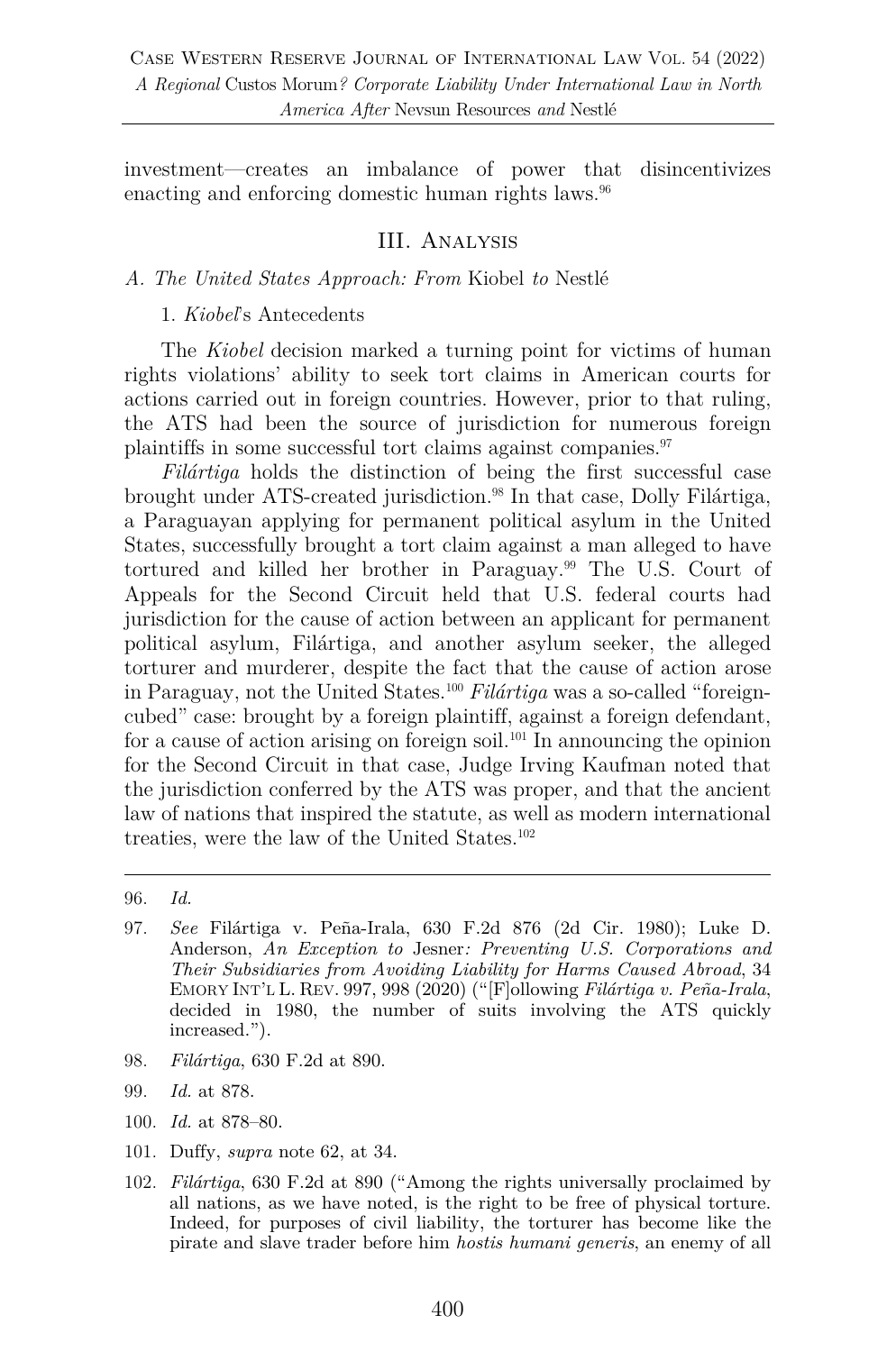investment—creates an imbalance of power that disincentivizes enacting and enforcing domestic human rights laws.[96]

## III. Analysis

### A. The United States Approach: From *Kiobel* to *Nestlé*

#### 1. *Kiobel*'s Antecedents

The *Kiobel* decision marked a turning point for victims of human rights violations' ability to seek tort claims in American courts for actions carried out in foreign countries. However, prior to that ruling, the ATS had been the source of jurisdiction for numerous foreign plaintiffs in some successful tort claims against companies.[97]

*Filártiga* holds the distinction of being the first successful case brought under ATS-created jurisdiction.[98] In that case, Dolly Filártiga, a Paraguayan applying for permanent political asylum in the United States, successfully brought a tort claim against a man alleged to have tortured and killed her brother in Paraguay.[99] The U.S. Court of Appeals for the Second Circuit held that U.S. federal courts had jurisdiction for the cause of action between an applicant for permanent political asylum, Filártiga, and another asylum seeker, the alleged torturer and murderer, despite the fact that the cause of action arose in Paraguay, not the United States.[100] *Filártiga* was a so-called "foreign-cubed" case: brought by a foreign plaintiff, against a foreign defendant, for a cause of action arising on foreign soil.[101] In announcing the opinion for the Second Circuit in that case, Judge Irving Kaufman noted that the jurisdiction conferred by the ATS was proper, and that the ancient law of nations that inspired the statute, as well as modern international treaties, were the law of the United States.[102]

---

96. *Id.*

97. *See* Filártiga v. Peña-Irala, 630 F.2d 876 (2d Cir. 1980); Luke D. Anderson, *An Exception to* Jesner*: Preventing U.S. Corporations and Their Subsidiaries from Avoiding Liability for Harms Caused Abroad*, 34 Emory Int'l L. Rev. 997, 998 (2020) ("[F]ollowing *Filártiga v. Peña-Irala*, decided in 1980, the number of suits involving the ATS quickly increased.").

98. *Filártiga*, 630 F.2d at 890.

99. *Id.* at 878.

100. *Id.* at 878–80.

101. Duffy, *supra* note 62, at 34.

102. *Filártiga*, 630 F.2d at 890 ("Among the rights universally proclaimed by all nations, as we have noted, is the right to be free of physical torture. Indeed, for purposes of civil liability, the torturer has become like the pirate and slave trader before him *hostis humani generis*, an enemy of all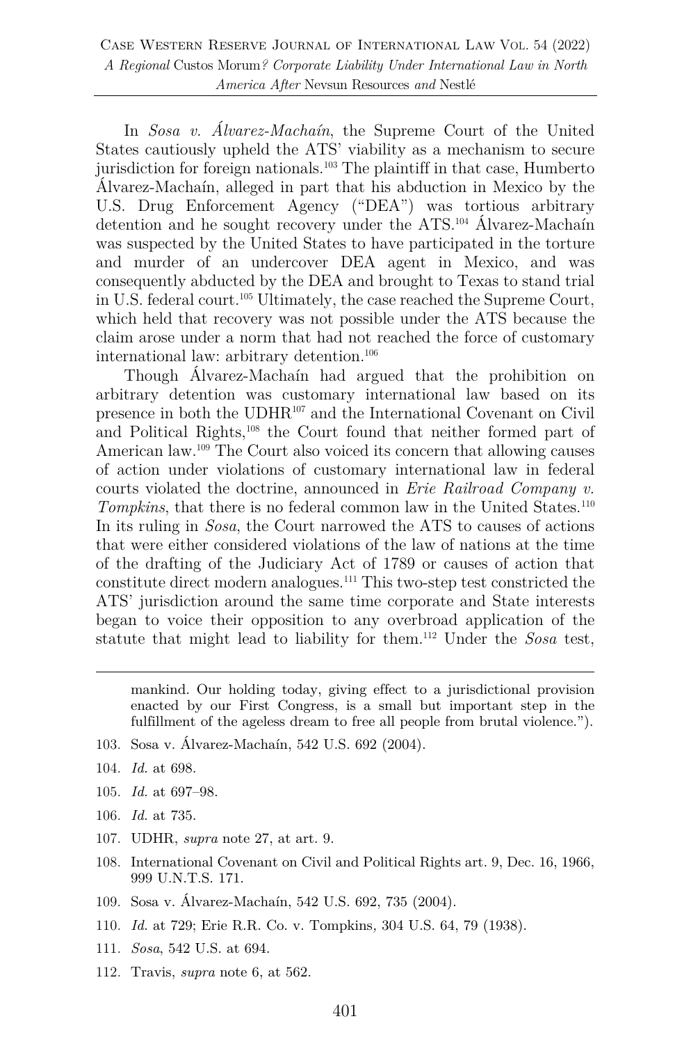In *Sosa v. Álvarez-Machaín*, the Supreme Court of the United States cautiously upheld the ATS' viability as a mechanism to secure jurisdiction for foreign nationals.[103] The plaintiff in that case, Humberto Álvarez-Machaín, alleged in part that his abduction in Mexico by the U.S. Drug Enforcement Agency ("DEA") was tortious arbitrary detention and he sought recovery under the ATS.[104] Álvarez-Machaín was suspected by the United States to have participated in the torture and murder of an undercover DEA agent in Mexico, and was consequently abducted by the DEA and brought to Texas to stand trial in U.S. federal court.[105] Ultimately, the case reached the Supreme Court, which held that recovery was not possible under the ATS because the claim arose under a norm that had not reached the force of customary international law: arbitrary detention.[106]

Though Álvarez-Machaín had argued that the prohibition on arbitrary detention was customary international law based on its presence in both the UDHR[107] and the International Covenant on Civil and Political Rights,[108] the Court found that neither formed part of American law.[109] The Court also voiced its concern that allowing causes of action under violations of customary international law in federal courts violated the doctrine, announced in *Erie Railroad Company v. Tompkins*, that there is no federal common law in the United States.[110] In its ruling in *Sosa*, the Court narrowed the ATS to causes of actions that were either considered violations of the law of nations at the time of the drafting of the Judiciary Act of 1789 or causes of action that constitute direct modern analogues.[111] This two-step test constricted the ATS' jurisdiction around the same time corporate and State interests began to voice their opposition to any overbroad application of the statute that might lead to liability for them.[112] Under the *Sosa* test,

---

mankind. Our holding today, giving effect to a jurisdictional provision enacted by our First Congress, is a small but important step in the fulfillment of the ageless dream to free all people from brutal violence.").

103. Sosa v. Álvarez-Machaín, 542 U.S. 692 (2004).
104. *Id.* at 698.
105. *Id.* at 697–98.
106. *Id.* at 735.
107. UDHR, *supra* note 27, at art. 9.
108. International Covenant on Civil and Political Rights art. 9, Dec. 16, 1966, 999 U.N.T.S. 171.
109. Sosa v. Álvarez-Machaín, 542 U.S. 692, 735 (2004).
110. *Id.* at 729; Erie R.R. Co. v. Tompkins, 304 U.S. 64, 79 (1938).
111. *Sosa*, 542 U.S. at 694.
112. Travis, *supra* note 6, at 562.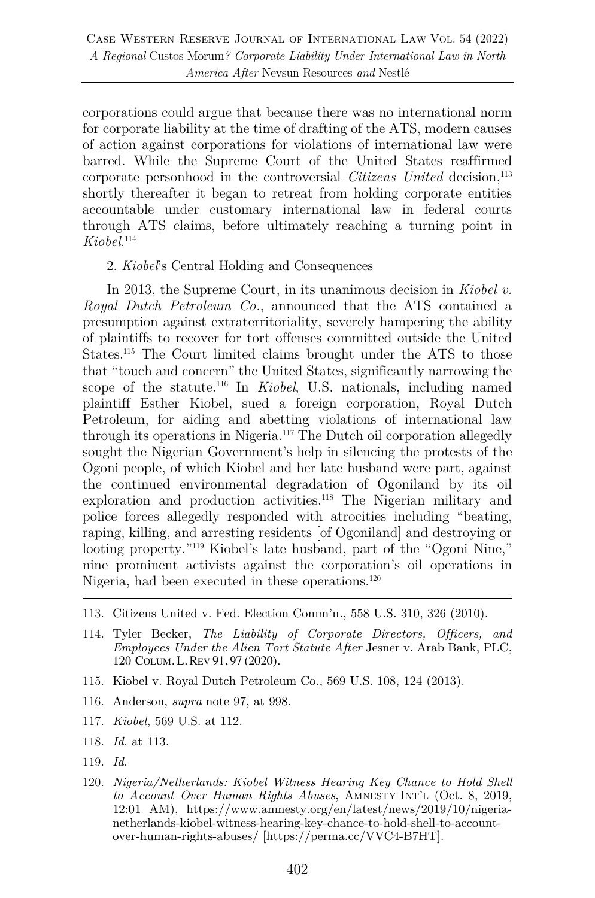corporations could argue that because there was no international norm for corporate liability at the time of drafting of the ATS, modern causes of action against corporations for violations of international law were barred. While the Supreme Court of the United States reaffirmed corporate personhood in the controversial *Citizens United* decision,[113] shortly thereafter it began to retreat from holding corporate entities accountable under customary international law in federal courts through ATS claims, before ultimately reaching a turning point in *Kiobel*.[114]

2. *Kiobel*'s Central Holding and Consequences

In 2013, the Supreme Court, in its unanimous decision in *Kiobel v. Royal Dutch Petroleum Co*., announced that the ATS contained a presumption against extraterritoriality, severely hampering the ability of plaintiffs to recover for tort offenses committed outside the United States.[115] The Court limited claims brought under the ATS to those that "touch and concern" the United States, significantly narrowing the scope of the statute.[116] In *Kiobel*, U.S. nationals, including named plaintiff Esther Kiobel, sued a foreign corporation, Royal Dutch Petroleum, for aiding and abetting violations of international law through its operations in Nigeria.[117] The Dutch oil corporation allegedly sought the Nigerian Government's help in silencing the protests of the Ogoni people, of which Kiobel and her late husband were part, against the continued environmental degradation of Ogoniland by its oil exploration and production activities.[118] The Nigerian military and police forces allegedly responded with atrocities including "beating, raping, killing, and arresting residents [of Ogoniland] and destroying or looting property."[119] Kiobel's late husband, part of the "Ogoni Nine," nine prominent activists against the corporation's oil operations in Nigeria, had been executed in these operations.[120]

---

113. Citizens United v. Fed. Election Comm'n., 558 U.S. 310, 326 (2010).

114. Tyler Becker, *The Liability of Corporate Directors, Officers, and Employees Under the Alien Tort Statute After* Jesner v. Arab Bank, PLC, 120 COLUM. L. REV 91, 97 (2020).

115. Kiobel v. Royal Dutch Petroleum Co., 569 U.S. 108, 124 (2013).

116. Anderson, *supra* note 97, at 998.

117. *Kiobel*, 569 U.S. at 112.

118. *Id.* at 113.

119. *Id.*

120. *Nigeria/Netherlands: Kiobel Witness Hearing Key Chance to Hold Shell to Account Over Human Rights Abuses*, AMNESTY INT'L (Oct. 8, 2019, 12:01 AM), https://www.amnesty.org/en/latest/news/2019/10/nigeria-netherlands-kiobel-witness-hearing-key-chance-to-hold-shell-to-account-over-human-rights-abuses/ [https://perma.cc/VVC4-B7HT].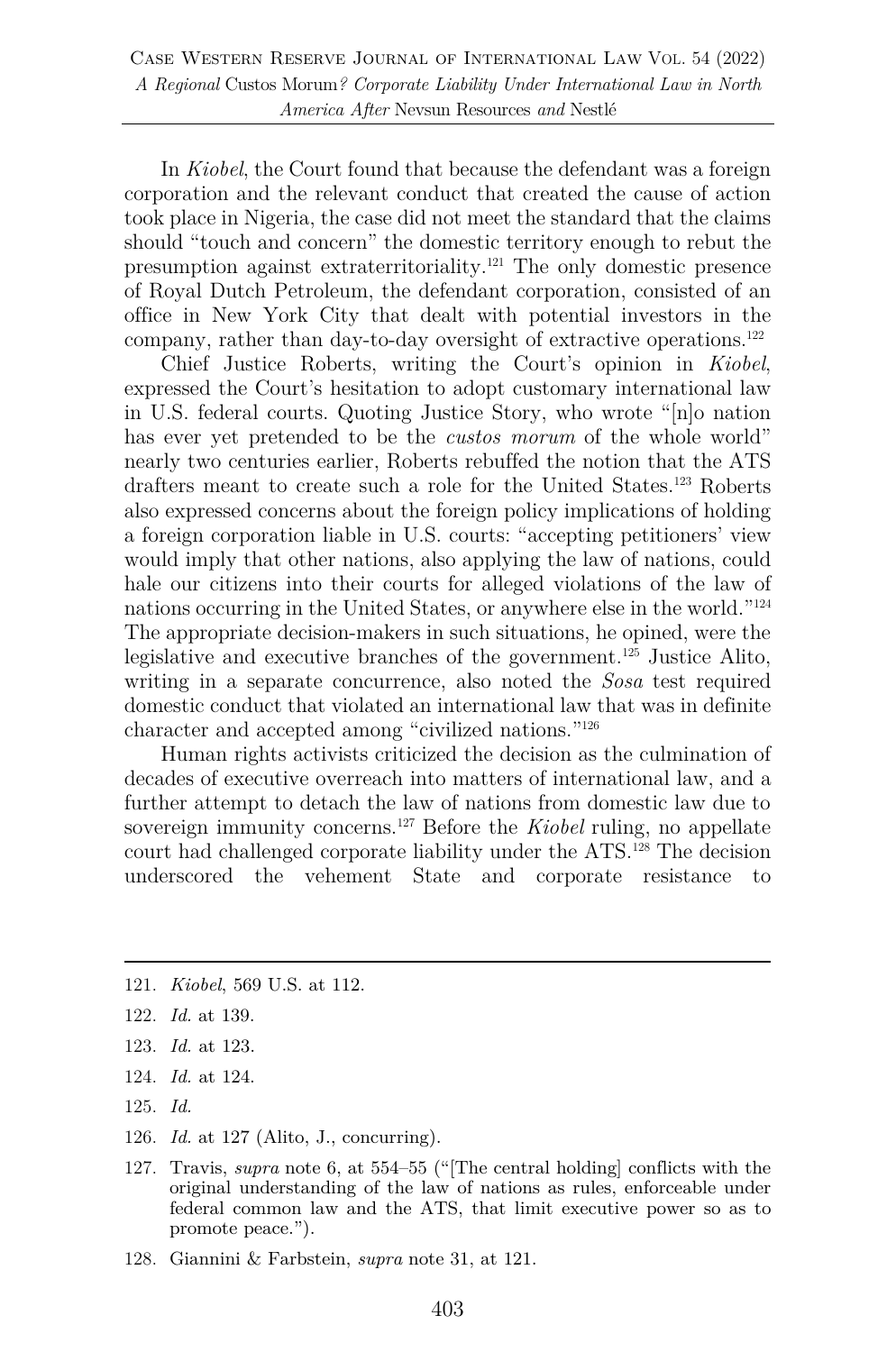In *Kiobel*, the Court found that because the defendant was a foreign corporation and the relevant conduct that created the cause of action took place in Nigeria, the case did not meet the standard that the claims should "touch and concern" the domestic territory enough to rebut the presumption against extraterritoriality.[121] The only domestic presence of Royal Dutch Petroleum, the defendant corporation, consisted of an office in New York City that dealt with potential investors in the company, rather than day-to-day oversight of extractive operations.[122]

Chief Justice Roberts, writing the Court's opinion in *Kiobel*, expressed the Court's hesitation to adopt customary international law in U.S. federal courts. Quoting Justice Story, who wrote "[n]o nation has ever yet pretended to be the *custos morum* of the whole world" nearly two centuries earlier, Roberts rebuffed the notion that the ATS drafters meant to create such a role for the United States.[123] Roberts also expressed concerns about the foreign policy implications of holding a foreign corporation liable in U.S. courts: "accepting petitioners' view would imply that other nations, also applying the law of nations, could hale our citizens into their courts for alleged violations of the law of nations occurring in the United States, or anywhere else in the world."[124] The appropriate decision-makers in such situations, he opined, were the legislative and executive branches of the government.[125] Justice Alito, writing in a separate concurrence, also noted the *Sosa* test required domestic conduct that violated an international law that was in definite character and accepted among "civilized nations."[126]

Human rights activists criticized the decision as the culmination of decades of executive overreach into matters of international law, and a further attempt to detach the law of nations from domestic law due to sovereign immunity concerns.[127] Before the *Kiobel* ruling, no appellate court had challenged corporate liability under the ATS.[128] The decision underscored the vehement State and corporate resistance to

---

121. *Kiobel*, 569 U.S. at 112.

122. *Id.* at 139.

123. *Id.* at 123.

124. *Id.* at 124.

125. *Id.*

126. *Id.* at 127 (Alito, J., concurring).

127. Travis, *supra* note 6, at 554–55 ("[The central holding] conflicts with the original understanding of the law of nations as rules, enforceable under federal common law and the ATS, that limit executive power so as to promote peace.").

128. Giannini & Farbstein, *supra* note 31, at 121.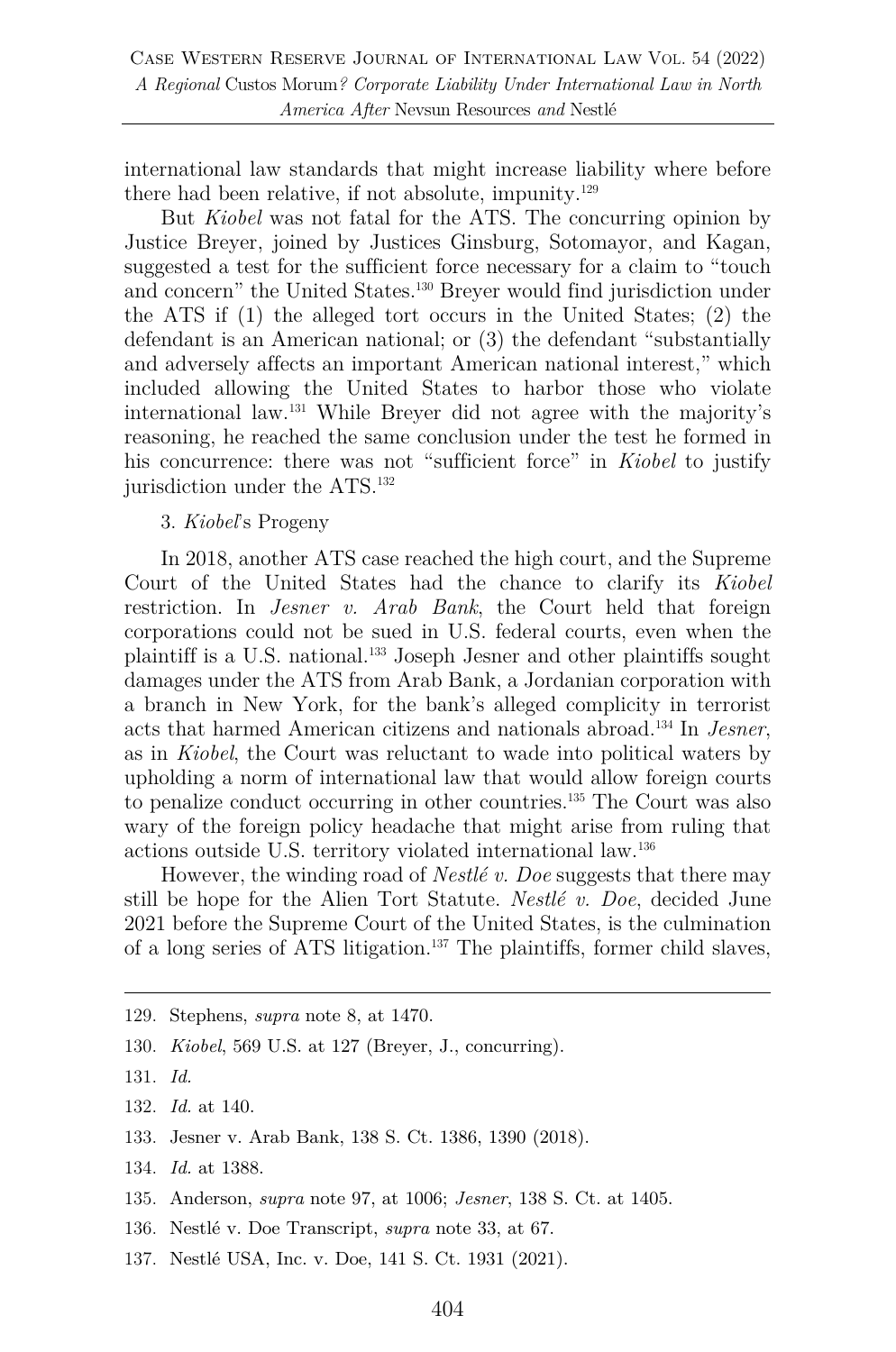international law standards that might increase liability where before there had been relative, if not absolute, impunity.[129]

But *Kiobel* was not fatal for the ATS. The concurring opinion by Justice Breyer, joined by Justices Ginsburg, Sotomayor, and Kagan, suggested a test for the sufficient force necessary for a claim to "touch and concern" the United States.[130] Breyer would find jurisdiction under the ATS if (1) the alleged tort occurs in the United States; (2) the defendant is an American national; or (3) the defendant "substantially and adversely affects an important American national interest," which included allowing the United States to harbor those who violate international law.[131] While Breyer did not agree with the majority's reasoning, he reached the same conclusion under the test he formed in his concurrence: there was not "sufficient force" in *Kiobel* to justify jurisdiction under the ATS.[132]

3. *Kiobel*'s Progeny

In 2018, another ATS case reached the high court, and the Supreme Court of the United States had the chance to clarify its *Kiobel* restriction. In *Jesner v. Arab Bank*, the Court held that foreign corporations could not be sued in U.S. federal courts, even when the plaintiff is a U.S. national.[133] Joseph Jesner and other plaintiffs sought damages under the ATS from Arab Bank, a Jordanian corporation with a branch in New York, for the bank's alleged complicity in terrorist acts that harmed American citizens and nationals abroad.[134] In *Jesner*, as in *Kiobel*, the Court was reluctant to wade into political waters by upholding a norm of international law that would allow foreign courts to penalize conduct occurring in other countries.[135] The Court was also wary of the foreign policy headache that might arise from ruling that actions outside U.S. territory violated international law.[136]

However, the winding road of *Nestlé v. Doe* suggests that there may still be hope for the Alien Tort Statute. *Nestlé v. Doe*, decided June 2021 before the Supreme Court of the United States, is the culmination of a long series of ATS litigation.[137] The plaintiffs, former child slaves,

---

129. Stephens, *supra* note 8, at 1470.

130. *Kiobel*, 569 U.S. at 127 (Breyer, J., concurring).

131. *Id.*

132. *Id.* at 140.

133. Jesner v. Arab Bank, 138 S. Ct. 1386, 1390 (2018).

134. *Id.* at 1388.

135. Anderson, *supra* note 97, at 1006; *Jesner*, 138 S. Ct. at 1405.

136. Nestlé v. Doe Transcript, *supra* note 33, at 67.

137. Nestlé USA, Inc. v. Doe, 141 S. Ct. 1931 (2021).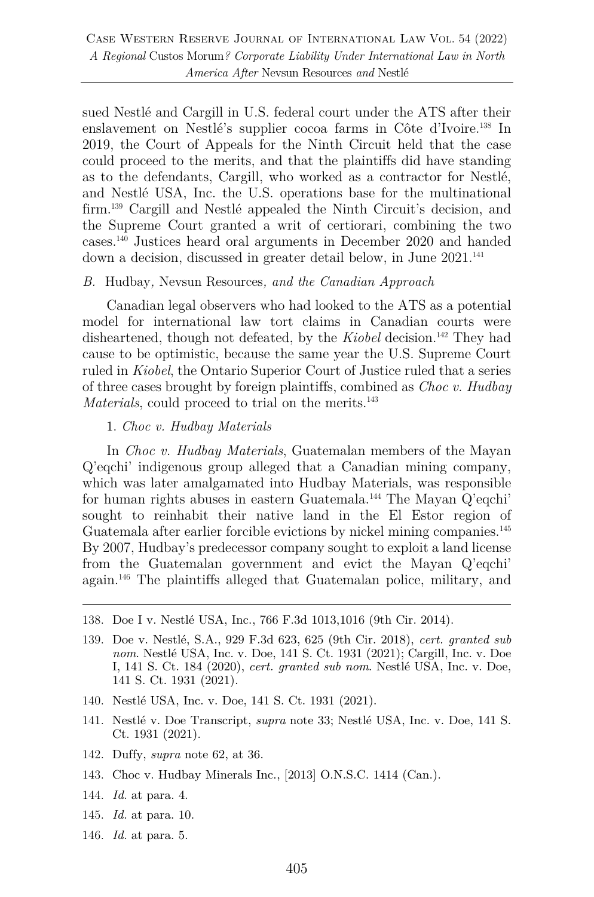sued Nestlé and Cargill in U.S. federal court under the ATS after their enslavement on Nestlé's supplier cocoa farms in Côte d'Ivoire.[138] In 2019, the Court of Appeals for the Ninth Circuit held that the case could proceed to the merits, and that the plaintiffs did have standing as to the defendants, Cargill, who worked as a contractor for Nestlé, and Nestlé USA, Inc. the U.S. operations base for the multinational firm.[139] Cargill and Nestlé appealed the Ninth Circuit's decision, and the Supreme Court granted a writ of certiorari, combining the two cases.[140] Justices heard oral arguments in December 2020 and handed down a decision, discussed in greater detail below, in June 2021.[141]

### *B.* Hudbay*,* Nevsun Resources*, and the Canadian Approach*

Canadian legal observers who had looked to the ATS as a potential model for international law tort claims in Canadian courts were disheartened, though not defeated, by the *Kiobel* decision.[142] They had cause to be optimistic, because the same year the U.S. Supreme Court ruled in *Kiobel*, the Ontario Superior Court of Justice ruled that a series of three cases brought by foreign plaintiffs, combined as *Choc v. Hudbay Materials*, could proceed to trial on the merits.[143]

#### 1. *Choc v. Hudbay Materials*

In *Choc v. Hudbay Materials*, Guatemalan members of the Mayan Q'eqchi' indigenous group alleged that a Canadian mining company, which was later amalgamated into Hudbay Materials, was responsible for human rights abuses in eastern Guatemala.[144] The Mayan Q'eqchi' sought to reinhabit their native land in the El Estor region of Guatemala after earlier forcible evictions by nickel mining companies.[145] By 2007, Hudbay's predecessor company sought to exploit a land license from the Guatemalan government and evict the Mayan Q'eqchi' again.[146] The plaintiffs alleged that Guatemalan police, military, and

---

138. Doe I v. Nestlé USA, Inc., 766 F.3d 1013,1016 (9th Cir. 2014).

139. Doe v. Nestlé, S.A., 929 F.3d 623, 625 (9th Cir. 2018), *cert. granted sub nom*. Nestlé USA, Inc. v. Doe, 141 S. Ct. 1931 (2021); Cargill, Inc. v. Doe I, 141 S. Ct. 184 (2020), *cert. granted sub nom*. Nestlé USA, Inc. v. Doe, 141 S. Ct. 1931 (2021).

140. Nestlé USA, Inc. v. Doe, 141 S. Ct. 1931 (2021).

141. Nestlé v. Doe Transcript, *supra* note 33; Nestlé USA, Inc. v. Doe, 141 S. Ct. 1931 (2021).

142. Duffy, *supra* note 62, at 36.

143. Choc v. Hudbay Minerals Inc., [2013] O.N.S.C. 1414 (Can.).

144. *Id.* at para. 4.

145. *Id.* at para. 10.

146. *Id.* at para. 5.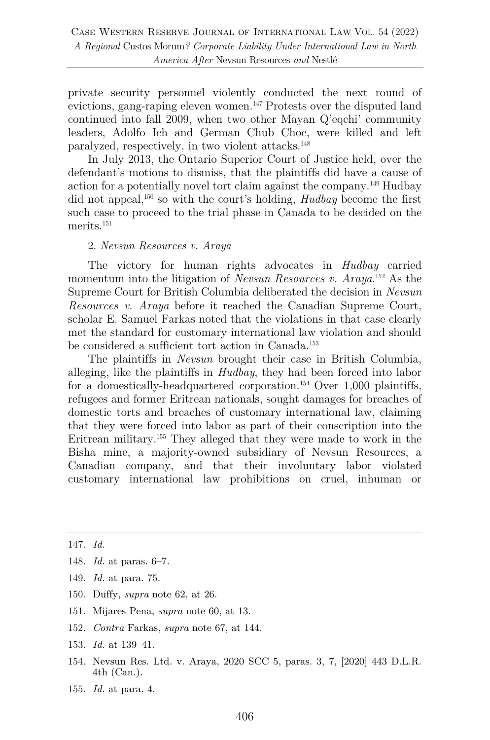private security personnel violently conducted the next round of evictions, gang-raping eleven women.[147] Protests over the disputed land continued into fall 2009, when two other Mayan Q'eqchi' community leaders, Adolfo Ich and German Chub Choc, were killed and left paralyzed, respectively, in two violent attacks.[148]

In July 2013, the Ontario Superior Court of Justice held, over the defendant's motions to dismiss, that the plaintiffs did have a cause of action for a potentially novel tort claim against the company.[149] Hudbay did not appeal,[150] so with the court's holding, *Hudbay* become the first such case to proceed to the trial phase in Canada to be decided on the merits.[151]

2. *Nevsun Resources v. Araya*

The victory for human rights advocates in *Hudbay* carried momentum into the litigation of *Nevsun Resources v. Araya*.[152] As the Supreme Court for British Columbia deliberated the decision in *Nevsun Resources v. Araya* before it reached the Canadian Supreme Court, scholar E. Samuel Farkas noted that the violations in that case clearly met the standard for customary international law violation and should be considered a sufficient tort action in Canada.[153]

The plaintiffs in *Nevsun* brought their case in British Columbia, alleging, like the plaintiffs in *Hudbay*, they had been forced into labor for a domestically-headquartered corporation.[154] Over 1,000 plaintiffs, refugees and former Eritrean nationals, sought damages for breaches of domestic torts and breaches of customary international law, claiming that they were forced into labor as part of their conscription into the Eritrean military.[155] They alleged that they were made to work in the Bisha mine, a majority-owned subsidiary of Nevsun Resources, a Canadian company, and that their involuntary labor violated customary international law prohibitions on cruel, inhuman or

---

147. *Id.*

148. *Id.* at paras. 6–7.

149. *Id.* at para. 75.

150. Duffy, *supra* note 62, at 26.

151. Mijares Pena, *supra* note 60, at 13.

152. *Contra* Farkas, *supra* note 67, at 144.

153. *Id.* at 139–41.

154. Nevsun Res. Ltd. v. Araya, 2020 SCC 5, paras. 3, 7, [2020] 443 D.L.R. 4th (Can.).

155. *Id.* at para. 4.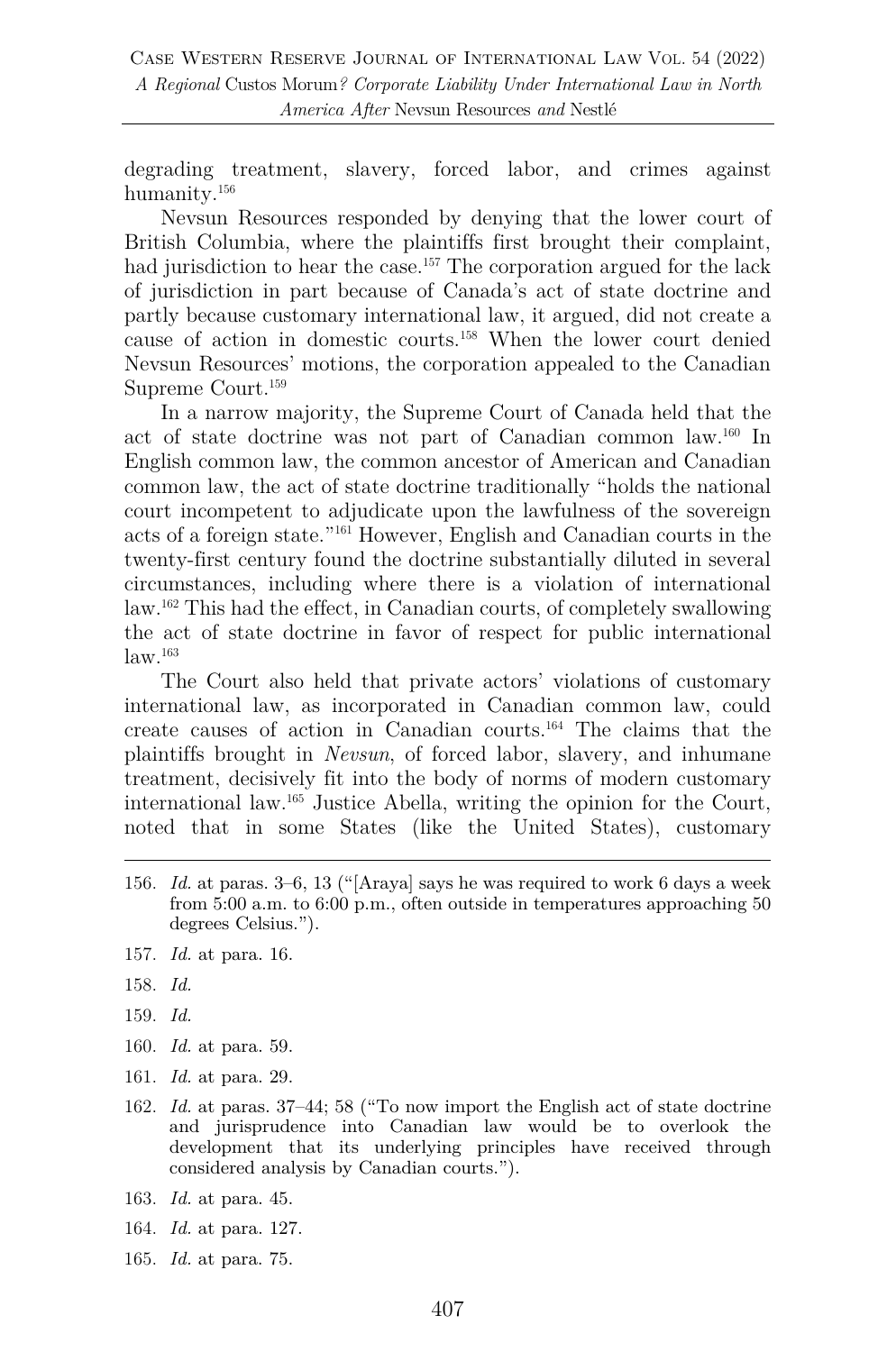degrading treatment, slavery, forced labor, and crimes against humanity.[156]

Nevsun Resources responded by denying that the lower court of British Columbia, where the plaintiffs first brought their complaint, had jurisdiction to hear the case.[157] The corporation argued for the lack of jurisdiction in part because of Canada's act of state doctrine and partly because customary international law, it argued, did not create a cause of action in domestic courts.[158] When the lower court denied Nevsun Resources' motions, the corporation appealed to the Canadian Supreme Court.[159]

In a narrow majority, the Supreme Court of Canada held that the act of state doctrine was not part of Canadian common law.[160] In English common law, the common ancestor of American and Canadian common law, the act of state doctrine traditionally "holds the national court incompetent to adjudicate upon the lawfulness of the sovereign acts of a foreign state."[161] However, English and Canadian courts in the twenty-first century found the doctrine substantially diluted in several circumstances, including where there is a violation of international law.[162] This had the effect, in Canadian courts, of completely swallowing the act of state doctrine in favor of respect for public international law.[163]

The Court also held that private actors' violations of customary international law, as incorporated in Canadian common law, could create causes of action in Canadian courts.[164] The claims that the plaintiffs brought in *Nevsun*, of forced labor, slavery, and inhumane treatment, decisively fit into the body of norms of modern customary international law.[165] Justice Abella, writing the opinion for the Court, noted that in some States (like the United States), customary

---

156. *Id.* at paras. 3–6, 13 ("[Araya] says he was required to work 6 days a week from 5:00 a.m. to 6:00 p.m., often outside in temperatures approaching 50 degrees Celsius.").

157. *Id.* at para. 16.

158. *Id.*

159. *Id.*

160. *Id.* at para. 59.

161. *Id.* at para. 29.

162. *Id.* at paras. 37–44; 58 ("To now import the English act of state doctrine and jurisprudence into Canadian law would be to overlook the development that its underlying principles have received through considered analysis by Canadian courts.").

163. *Id.* at para. 45.

164. *Id.* at para. 127.

165. *Id.* at para. 75.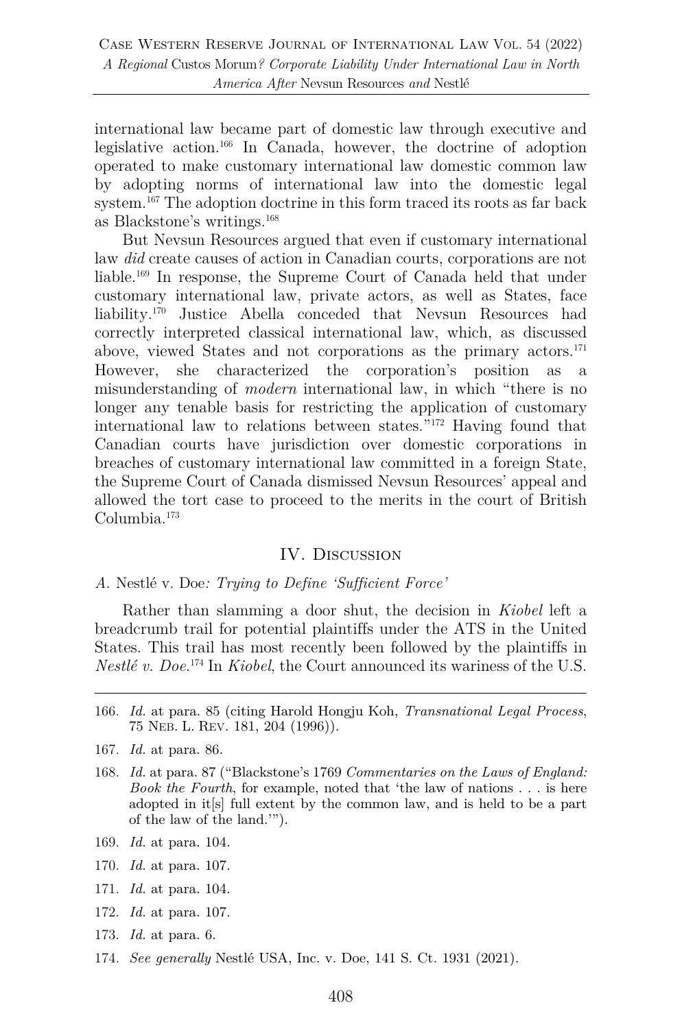international law became part of domestic law through executive and legislative action.[166] In Canada, however, the doctrine of adoption operated to make customary international law domestic common law by adopting norms of international law into the domestic legal system.[167] The adoption doctrine in this form traced its roots as far back as Blackstone's writings.[168]

But Nevsun Resources argued that even if customary international law *did* create causes of action in Canadian courts, corporations are not liable.[169] In response, the Supreme Court of Canada held that under customary international law, private actors, as well as States, face liability.[170] Justice Abella conceded that Nevsun Resources had correctly interpreted classical international law, which, as discussed above, viewed States and not corporations as the primary actors.[171] However, she characterized the corporation's position as a misunderstanding of *modern* international law, in which "there is no longer any tenable basis for restricting the application of customary international law to relations between states."[172] Having found that Canadian courts have jurisdiction over domestic corporations in breaches of customary international law committed in a foreign State, the Supreme Court of Canada dismissed Nevsun Resources' appeal and allowed the tort case to proceed to the merits in the court of British Columbia.[173]

## IV. Discussion

### *A.* Nestlé v. Doe*: Trying to Define 'Sufficient Force'*

Rather than slamming a door shut, the decision in *Kiobel* left a breadcrumb trail for potential plaintiffs under the ATS in the United States. This trail has most recently been followed by the plaintiffs in *Nestlé v. Doe*.[174] In *Kiobel*, the Court announced its wariness of the U.S.

---

166. *Id.* at para. 85 (citing Harold Hongju Koh, *Transnational Legal Process*, 75 Neb. L. Rev. 181, 204 (1996)).

167. *Id.* at para. 86.

168. *Id.* at para. 87 ("Blackstone's 1769 *Commentaries on the Laws of England: Book the Fourth*, for example, noted that 'the law of nations . . . is here adopted in it[s] full extent by the common law, and is held to be a part of the law of the land.'").

169. *Id.* at para. 104.

170. *Id.* at para. 107.

171. *Id.* at para. 104.

172. *Id.* at para. 107.

173. *Id.* at para. 6.

174. *See generally* Nestlé USA, Inc. v. Doe, 141 S. Ct. 1931 (2021).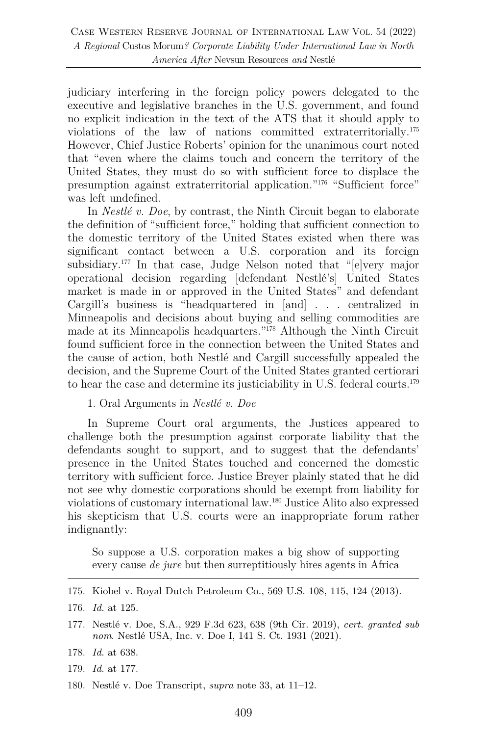judiciary interfering in the foreign policy powers delegated to the executive and legislative branches in the U.S. government, and found no explicit indication in the text of the ATS that it should apply to violations of the law of nations committed extraterritorially.[175] However, Chief Justice Roberts' opinion for the unanimous court noted that "even where the claims touch and concern the territory of the United States, they must do so with sufficient force to displace the presumption against extraterritorial application."[176] "Sufficient force" was left undefined.

In *Nestlé v. Doe*, by contrast, the Ninth Circuit began to elaborate the definition of "sufficient force," holding that sufficient connection to the domestic territory of the United States existed when there was significant contact between a U.S. corporation and its foreign subsidiary.[177] In that case, Judge Nelson noted that "[e]very major operational decision regarding [defendant Nestlé's] United States market is made in or approved in the United States" and defendant Cargill's business is "headquartered in [and] . . . centralized in Minneapolis and decisions about buying and selling commodities are made at its Minneapolis headquarters."[178] Although the Ninth Circuit found sufficient force in the connection between the United States and the cause of action, both Nestlé and Cargill successfully appealed the decision, and the Supreme Court of the United States granted certiorari to hear the case and determine its justiciability in U.S. federal courts.[179]

1. Oral Arguments in *Nestlé v. Doe*

In Supreme Court oral arguments, the Justices appeared to challenge both the presumption against corporate liability that the defendants sought to support, and to suggest that the defendants' presence in the United States touched and concerned the domestic territory with sufficient force. Justice Breyer plainly stated that he did not see why domestic corporations should be exempt from liability for violations of customary international law.[180] Justice Alito also expressed his skepticism that U.S. courts were an inappropriate forum rather indignantly:

> So suppose a U.S. corporation makes a big show of supporting every cause *de jure* but then surreptitiously hires agents in Africa

---

175. Kiobel v. Royal Dutch Petroleum Co., 569 U.S. 108, 115, 124 (2013).

176. *Id.* at 125.

177. Nestlé v. Doe, S.A., 929 F.3d 623, 638 (9th Cir. 2019), *cert. granted sub nom.* Nestlé USA, Inc. v. Doe I, 141 S. Ct. 1931 (2021).

178. *Id.* at 638.

179. *Id.* at 177.

180. Nestlé v. Doe Transcript, *supra* note 33, at 11–12.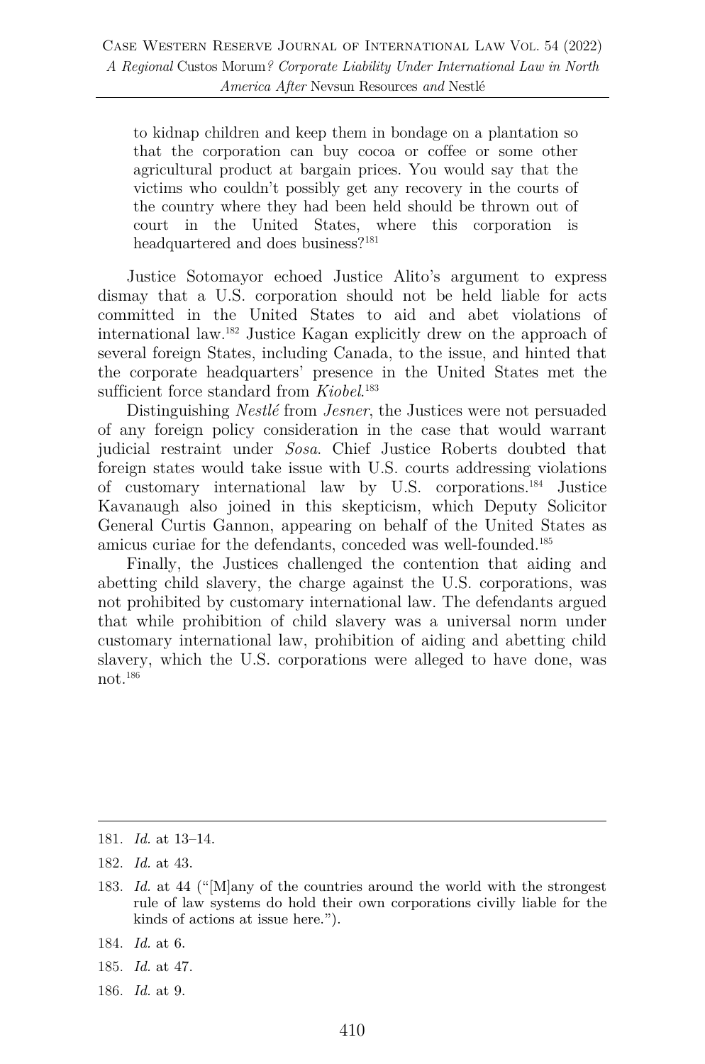> to kidnap children and keep them in bondage on a plantation so that the corporation can buy cocoa or coffee or some other agricultural product at bargain prices. You would say that the victims who couldn't possibly get any recovery in the courts of the country where they had been held should be thrown out of court in the United States, where this corporation is headquartered and does business?[181]

Justice Sotomayor echoed Justice Alito's argument to express dismay that a U.S. corporation should not be held liable for acts committed in the United States to aid and abet violations of international law.[182] Justice Kagan explicitly drew on the approach of several foreign States, including Canada, to the issue, and hinted that the corporate headquarters' presence in the United States met the sufficient force standard from *Kiobel*.[183]

Distinguishing *Nestlé* from *Jesner*, the Justices were not persuaded of any foreign policy consideration in the case that would warrant judicial restraint under *Sosa*. Chief Justice Roberts doubted that foreign states would take issue with U.S. courts addressing violations of customary international law by U.S. corporations.[184] Justice Kavanaugh also joined in this skepticism, which Deputy Solicitor General Curtis Gannon, appearing on behalf of the United States as amicus curiae for the defendants, conceded was well-founded.[185]

Finally, the Justices challenged the contention that aiding and abetting child slavery, the charge against the U.S. corporations, was not prohibited by customary international law. The defendants argued that while prohibition of child slavery was a universal norm under customary international law, prohibition of aiding and abetting child slavery, which the U.S. corporations were alleged to have done, was not.[186]

---

181. *Id.* at 13–14.

182. *Id.* at 43.

183. *Id.* at 44 ("[M]any of the countries around the world with the strongest rule of law systems do hold their own corporations civilly liable for the kinds of actions at issue here.").

184. *Id.* at 6.

185. *Id.* at 47.

186. *Id.* at 9.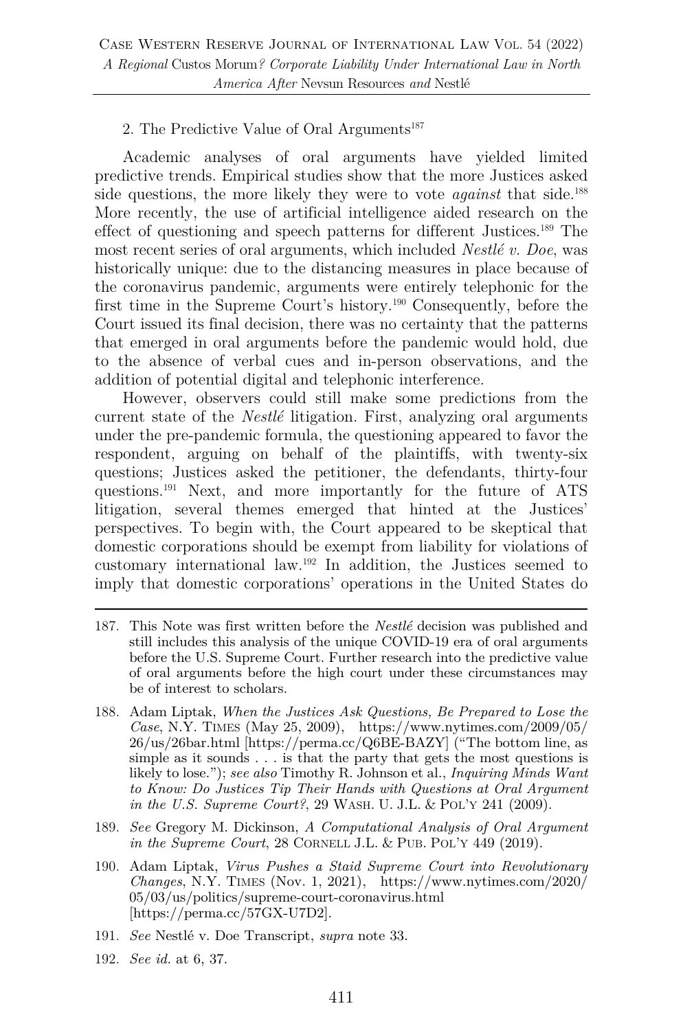### 2. The Predictive Value of Oral Arguments[187]

Academic analyses of oral arguments have yielded limited predictive trends. Empirical studies show that the more Justices asked side questions, the more likely they were to vote *against* that side.[188] More recently, the use of artificial intelligence aided research on the effect of questioning and speech patterns for different Justices.[189] The most recent series of oral arguments, which included *Nestlé v. Doe*, was historically unique: due to the distancing measures in place because of the coronavirus pandemic, arguments were entirely telephonic for the first time in the Supreme Court's history.[190] Consequently, before the Court issued its final decision, there was no certainty that the patterns that emerged in oral arguments before the pandemic would hold, due to the absence of verbal cues and in-person observations, and the addition of potential digital and telephonic interference.

However, observers could still make some predictions from the current state of the *Nestlé* litigation. First, analyzing oral arguments under the pre-pandemic formula, the questioning appeared to favor the respondent, arguing on behalf of the plaintiffs, with twenty-six questions; Justices asked the petitioner, the defendants, thirty-four questions.[191] Next, and more importantly for the future of ATS litigation, several themes emerged that hinted at the Justices' perspectives. To begin with, the Court appeared to be skeptical that domestic corporations should be exempt from liability for violations of customary international law.[192] In addition, the Justices seemed to imply that domestic corporations' operations in the United States do

---

187. This Note was first written before the *Nestlé* decision was published and still includes this analysis of the unique COVID-19 era of oral arguments before the U.S. Supreme Court. Further research into the predictive value of oral arguments before the high court under these circumstances may be of interest to scholars.

188. Adam Liptak, *When the Justices Ask Questions, Be Prepared to Lose the Case*, N.Y. TIMES (May 25, 2009), https://www.nytimes.com/2009/05/26/us/26bar.html [https://perma.cc/Q6BE-BAZY] ("The bottom line, as simple as it sounds . . . is that the party that gets the most questions is likely to lose."); *see also* Timothy R. Johnson et al., *Inquiring Minds Want to Know: Do Justices Tip Their Hands with Questions at Oral Argument in the U.S. Supreme Court?*, 29 WASH. U. J.L. & POL'Y 241 (2009).

189. *See* Gregory M. Dickinson, *A Computational Analysis of Oral Argument in the Supreme Court*, 28 CORNELL J.L. & PUB. POL'Y 449 (2019).

190. Adam Liptak, *Virus Pushes a Staid Supreme Court into Revolutionary Changes*, N.Y. TIMES (Nov. 1, 2021), https://www.nytimes.com/2020/05/03/us/politics/supreme-court-coronavirus.html [https://perma.cc/57GX-U7D2].

191. *See* Nestlé v. Doe Transcript, *supra* note 33.

192. *See id.* at 6, 37.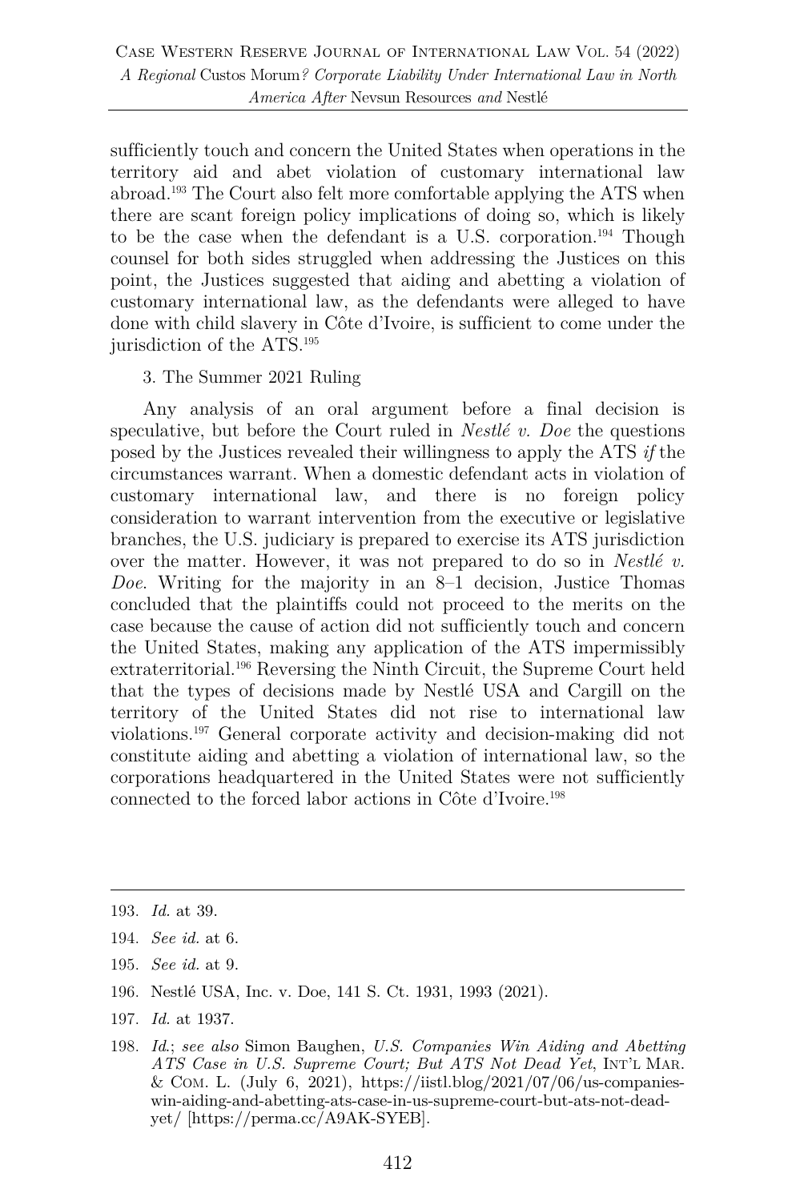sufficiently touch and concern the United States when operations in the territory aid and abet violation of customary international law abroad.[193] The Court also felt more comfortable applying the ATS when there are scant foreign policy implications of doing so, which is likely to be the case when the defendant is a U.S. corporation.[194] Though counsel for both sides struggled when addressing the Justices on this point, the Justices suggested that aiding and abetting a violation of customary international law, as the defendants were alleged to have done with child slavery in Côte d'Ivoire, is sufficient to come under the jurisdiction of the ATS.[195]

3. The Summer 2021 Ruling

Any analysis of an oral argument before a final decision is speculative, but before the Court ruled in *Nestlé v. Doe* the questions posed by the Justices revealed their willingness to apply the ATS *if* the circumstances warrant. When a domestic defendant acts in violation of customary international law, and there is no foreign policy consideration to warrant intervention from the executive or legislative branches, the U.S. judiciary is prepared to exercise its ATS jurisdiction over the matter. However, it was not prepared to do so in *Nestlé v. Doe*. Writing for the majority in an 8–1 decision, Justice Thomas concluded that the plaintiffs could not proceed to the merits on the case because the cause of action did not sufficiently touch and concern the United States, making any application of the ATS impermissibly extraterritorial.[196] Reversing the Ninth Circuit, the Supreme Court held that the types of decisions made by Nestlé USA and Cargill on the territory of the United States did not rise to international law violations.[197] General corporate activity and decision-making did not constitute aiding and abetting a violation of international law, so the corporations headquartered in the United States were not sufficiently connected to the forced labor actions in Côte d'Ivoire.[198]

---

193. *Id.* at 39.

194. *See id.* at 6.

195. *See id.* at 9.

196. Nestlé USA, Inc. v. Doe, 141 S. Ct. 1931, 1993 (2021).

197. *Id.* at 1937.

198. *Id.*; *see also* Simon Baughen, *U.S. Companies Win Aiding and Abetting ATS Case in U.S. Supreme Court; But ATS Not Dead Yet*, INT'L MAR. & COM. L. (July 6, 2021), https://iistl.blog/2021/07/06/us-companies-win-aiding-and-abetting-ats-case-in-us-supreme-court-but-ats-not-dead-yet/ [https://perma.cc/A9AK-SYEB].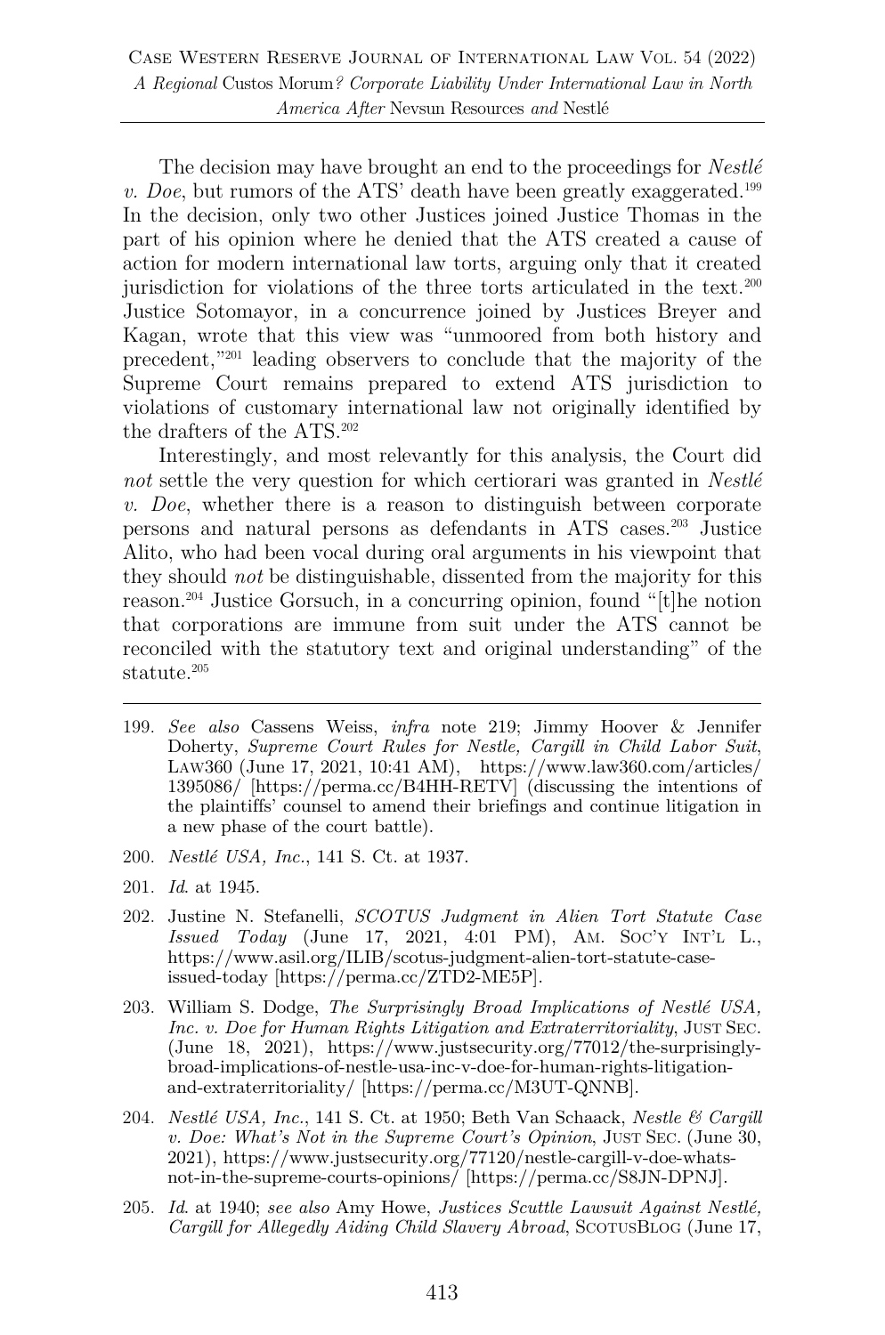The decision may have brought an end to the proceedings for *Nestlé v. Doe*, but rumors of the ATS' death have been greatly exaggerated.[199] In the decision, only two other Justices joined Justice Thomas in the part of his opinion where he denied that the ATS created a cause of action for modern international law torts, arguing only that it created jurisdiction for violations of the three torts articulated in the text.[200] Justice Sotomayor, in a concurrence joined by Justices Breyer and Kagan, wrote that this view was "unmoored from both history and precedent,"[201] leading observers to conclude that the majority of the Supreme Court remains prepared to extend ATS jurisdiction to violations of customary international law not originally identified by the drafters of the ATS.[202]

Interestingly, and most relevantly for this analysis, the Court did *not* settle the very question for which certiorari was granted in *Nestlé v. Doe*, whether there is a reason to distinguish between corporate persons and natural persons as defendants in ATS cases.[203] Justice Alito, who had been vocal during oral arguments in his viewpoint that they should *not* be distinguishable, dissented from the majority for this reason.[204] Justice Gorsuch, in a concurring opinion, found "[t]he notion that corporations are immune from suit under the ATS cannot be reconciled with the statutory text and original understanding" of the statute.[205]

---

199. *See also* Cassens Weiss, *infra* note 219; Jimmy Hoover & Jennifer Doherty, *Supreme Court Rules for Nestle, Cargill in Child Labor Suit*, LAW360 (June 17, 2021, 10:41 AM), https://www.law360.com/articles/1395086/ [https://perma.cc/B4HH-RETV] (discussing the intentions of the plaintiffs' counsel to amend their briefings and continue litigation in a new phase of the court battle).

200. *Nestlé USA, Inc.*, 141 S. Ct. at 1937.

201. *Id*. at 1945.

202. Justine N. Stefanelli, *SCOTUS Judgment in Alien Tort Statute Case Issued Today* (June 17, 2021, 4:01 PM), AM. SOC'Y INT'L L., https://www.asil.org/ILIB/scotus-judgment-alien-tort-statute-case-issued-today [https://perma.cc/ZTD2-ME5P].

203. William S. Dodge, *The Surprisingly Broad Implications of Nestlé USA, Inc. v. Doe for Human Rights Litigation and Extraterritoriality*, JUST SEC. (June 18, 2021), https://www.justsecurity.org/77012/the-surprisingly-broad-implications-of-nestle-usa-inc-v-doe-for-human-rights-litigation-and-extraterritoriality/ [https://perma.cc/M3UT-QNNB].

204. *Nestlé USA, Inc.*, 141 S. Ct. at 1950; Beth Van Schaack, *Nestle & Cargill v. Doe: What's Not in the Supreme Court's Opinion*, JUST SEC. (June 30, 2021), https://www.justsecurity.org/77120/nestle-cargill-v-doe-whats-not-in-the-supreme-courts-opinions/ [https://perma.cc/S8JN-DPNJ].

205. *Id*. at 1940; *see also* Amy Howe, *Justices Scuttle Lawsuit Against Nestlé, Cargill for Allegedly Aiding Child Slavery Abroad*, SCOTUSBLOG (June 17,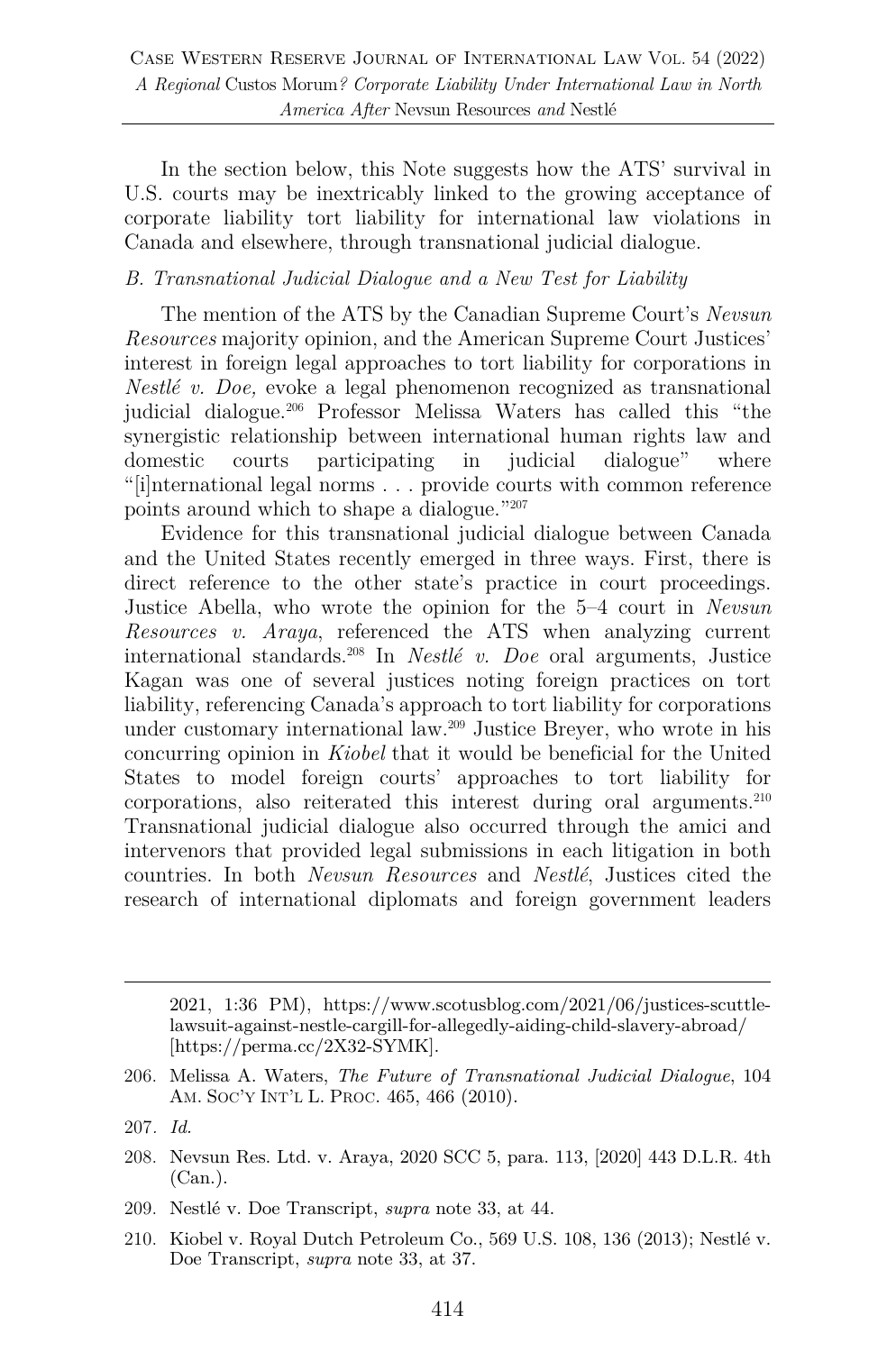In the section below, this Note suggests how the ATS' survival in U.S. courts may be inextricably linked to the growing acceptance of corporate liability tort liability for international law violations in Canada and elsewhere, through transnational judicial dialogue.

### *B. Transnational Judicial Dialogue and a New Test for Liability*

The mention of the ATS by the Canadian Supreme Court's *Nevsun Resources* majority opinion, and the American Supreme Court Justices' interest in foreign legal approaches to tort liability for corporations in *Nestlé v. Doe,* evoke a legal phenomenon recognized as transnational judicial dialogue.[206] Professor Melissa Waters has called this "the synergistic relationship between international human rights law and domestic courts participating in judicial dialogue" where "[i]nternational legal norms . . . provide courts with common reference points around which to shape a dialogue."[207]

Evidence for this transnational judicial dialogue between Canada and the United States recently emerged in three ways. First, there is direct reference to the other state's practice in court proceedings. Justice Abella, who wrote the opinion for the 5–4 court in *Nevsun Resources v. Araya*, referenced the ATS when analyzing current international standards.[208] In *Nestlé v. Doe* oral arguments, Justice Kagan was one of several justices noting foreign practices on tort liability, referencing Canada's approach to tort liability for corporations under customary international law.[209] Justice Breyer, who wrote in his concurring opinion in *Kiobel* that it would be beneficial for the United States to model foreign courts' approaches to tort liability for corporations, also reiterated this interest during oral arguments.[210] Transnational judicial dialogue also occurred through the amici and intervenors that provided legal submissions in each litigation in both countries. In both *Nevsun Resources* and *Nestlé*, Justices cited the research of international diplomats and foreign government leaders

---

2021, 1:36 PM), https://www.scotusblog.com/2021/06/justices-scuttle-lawsuit-against-nestle-cargill-for-allegedly-aiding-child-slavery-abroad/ [https://perma.cc/2X32-SYMK].

206. Melissa A. Waters, *The Future of Transnational Judicial Dialogue*, 104 AM. SOC'Y INT'L L. PROC. 465, 466 (2010).

207. *Id.*

208. Nevsun Res. Ltd. v. Araya, 2020 SCC 5, para. 113, [2020] 443 D.L.R. 4th (Can.).

209. Nestlé v. Doe Transcript, *supra* note 33, at 44.

210. Kiobel v. Royal Dutch Petroleum Co., 569 U.S. 108, 136 (2013); Nestlé v. Doe Transcript, *supra* note 33, at 37.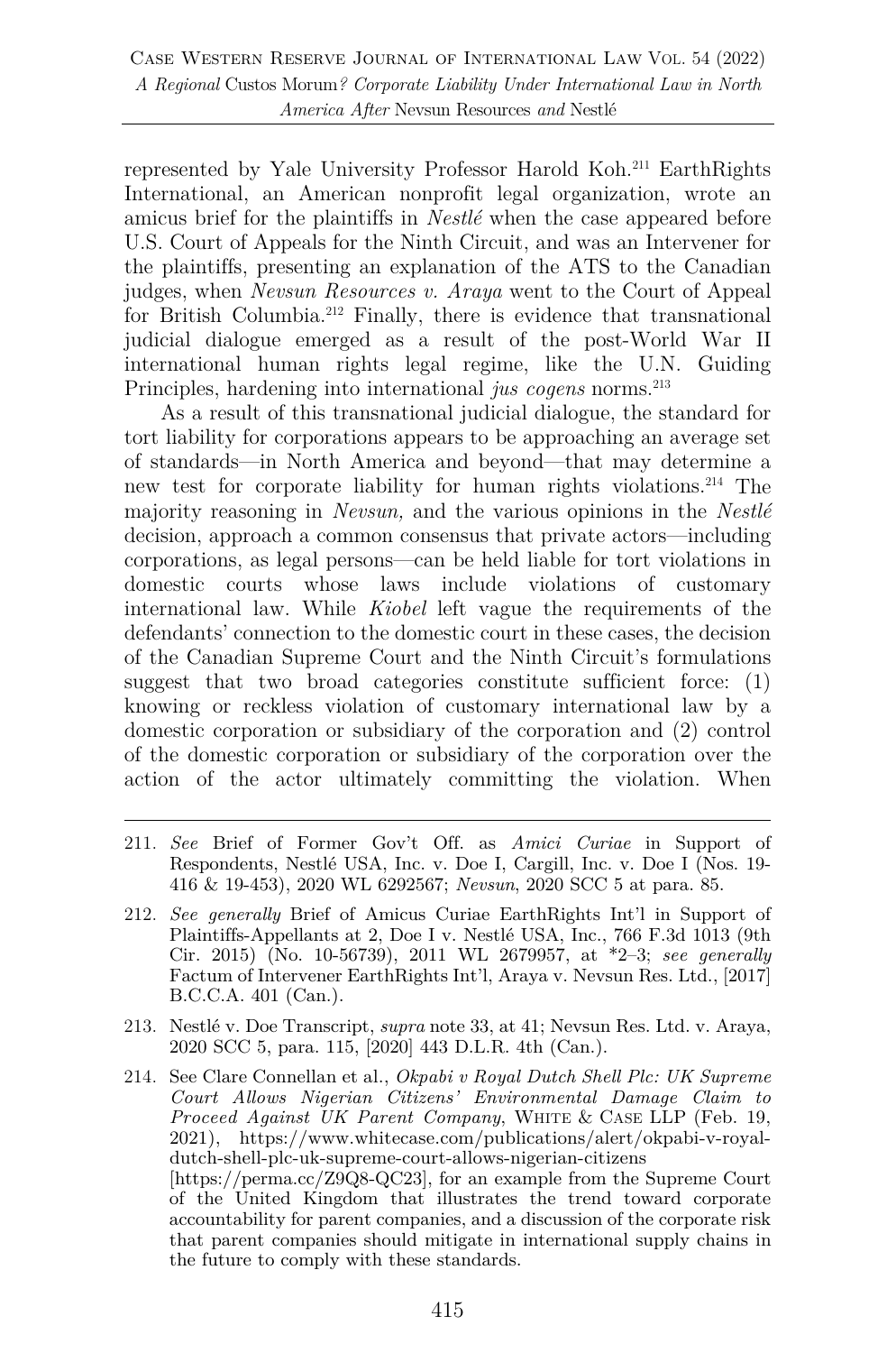represented by Yale University Professor Harold Koh.[211] EarthRights International, an American nonprofit legal organization, wrote an amicus brief for the plaintiffs in *Nestlé* when the case appeared before U.S. Court of Appeals for the Ninth Circuit, and was an Intervener for the plaintiffs, presenting an explanation of the ATS to the Canadian judges, when *Nevsun Resources v. Araya* went to the Court of Appeal for British Columbia.[212] Finally, there is evidence that transnational judicial dialogue emerged as a result of the post-World War II international human rights legal regime, like the U.N. Guiding Principles, hardening into international *jus cogens* norms.[213]

As a result of this transnational judicial dialogue, the standard for tort liability for corporations appears to be approaching an average set of standards—in North America and beyond—that may determine a new test for corporate liability for human rights violations.[214] The majority reasoning in *Nevsun,* and the various opinions in the *Nestlé* decision, approach a common consensus that private actors—including corporations, as legal persons—can be held liable for tort violations in domestic courts whose laws include violations of customary international law. While *Kiobel* left vague the requirements of the defendants' connection to the domestic court in these cases, the decision of the Canadian Supreme Court and the Ninth Circuit's formulations suggest that two broad categories constitute sufficient force: (1) knowing or reckless violation of customary international law by a domestic corporation or subsidiary of the corporation and (2) control of the domestic corporation or subsidiary of the corporation over the action of the actor ultimately committing the violation. When

---

211. *See* Brief of Former Gov't Off. as *Amici Curiae* in Support of Respondents, Nestlé USA, Inc. v. Doe I, Cargill, Inc. v. Doe I (Nos. 19-416 & 19-453), 2020 WL 6292567; *Nevsun*, 2020 SCC 5 at para. 85.

212. *See generally* Brief of Amicus Curiae EarthRights Int'l in Support of Plaintiffs-Appellants at 2, Doe I v. Nestlé USA, Inc., 766 F.3d 1013 (9th Cir. 2015) (No. 10-56739), 2011 WL 2679957, at *2–3; *see generally* Factum of Intervener EarthRights Int'l, Araya v. Nevsun Res. Ltd., [2017] B.C.C.A. 401 (Can.).

213. Nestlé v. Doe Transcript, *supra* note 33, at 41; Nevsun Res. Ltd. v. Araya, 2020 SCC 5, para. 115, [2020] 443 D.L.R. 4th (Can.).

214. See Clare Connellan et al., *Okpabi v Royal Dutch Shell Plc: UK Supreme Court Allows Nigerian Citizens' Environmental Damage Claim to Proceed Against UK Parent Company*, WHITE & CASE LLP (Feb. 19, 2021), https://www.whitecase.com/publications/alert/okpabi-v-royal-dutch-shell-plc-uk-supreme-court-allows-nigerian-citizens [https://perma.cc/Z9Q8-QC23], for an example from the Supreme Court of the United Kingdom that illustrates the trend toward corporate accountability for parent companies, and a discussion of the corporate risk that parent companies should mitigate in international supply chains in the future to comply with these standards.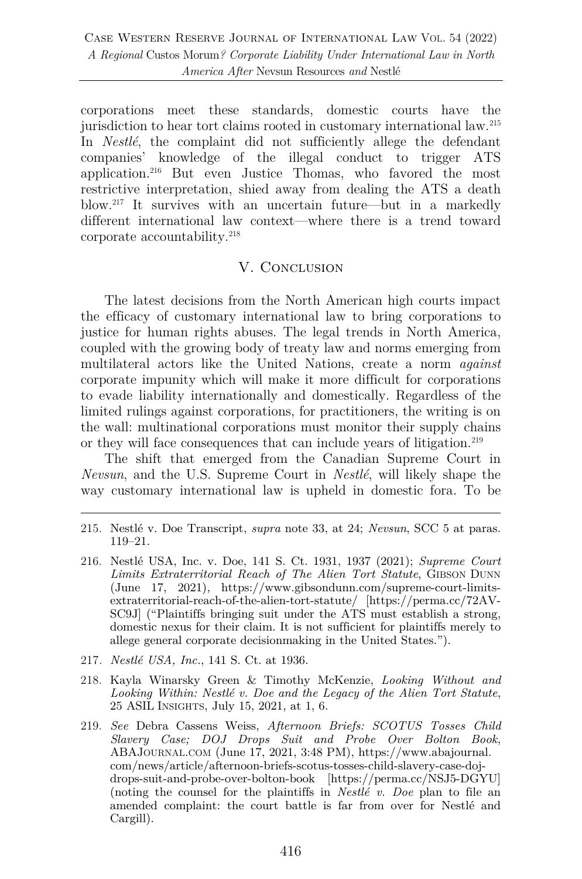corporations meet these standards, domestic courts have the jurisdiction to hear tort claims rooted in customary international law.[215] In *Nestlé*, the complaint did not sufficiently allege the defendant companies' knowledge of the illegal conduct to trigger ATS application.[216] But even Justice Thomas, who favored the most restrictive interpretation, shied away from dealing the ATS a death blow.[217] It survives with an uncertain future—but in a markedly different international law context—where there is a trend toward corporate accountability.[218]

## V. Conclusion

The latest decisions from the North American high courts impact the efficacy of customary international law to bring corporations to justice for human rights abuses. The legal trends in North America, coupled with the growing body of treaty law and norms emerging from multilateral actors like the United Nations, create a norm *against* corporate impunity which will make it more difficult for corporations to evade liability internationally and domestically. Regardless of the limited rulings against corporations, for practitioners, the writing is on the wall: multinational corporations must monitor their supply chains or they will face consequences that can include years of litigation.[219]

The shift that emerged from the Canadian Supreme Court in *Nevsun*, and the U.S. Supreme Court in *Nestlé*, will likely shape the way customary international law is upheld in domestic fora. To be

---

215. Nestlé v. Doe Transcript, *supra* note 33, at 24; *Nevsun*, SCC 5 at paras. 119–21.

216. Nestlé USA, Inc. v. Doe, 141 S. Ct. 1931, 1937 (2021); *Supreme Court Limits Extraterritorial Reach of The Alien Tort Statute*, Gibson Dunn (June 17, 2021), https://www.gibsondunn.com/supreme-court-limits-extraterritorial-reach-of-the-alien-tort-statute/ [https://perma.cc/72AV-SC9J] ("Plaintiffs bringing suit under the ATS must establish a strong, domestic nexus for their claim. It is not sufficient for plaintiffs merely to allege general corporate decisionmaking in the United States.").

217. *Nestlé USA, Inc.*, 141 S. Ct. at 1936.

218. Kayla Winarsky Green & Timothy McKenzie, *Looking Without and Looking Within: Nestlé v. Doe and the Legacy of the Alien Tort Statute*, 25 ASIL Insights, July 15, 2021, at 1, 6.

219. *See* Debra Cassens Weiss, *Afternoon Briefs: SCOTUS Tosses Child Slavery Case; DOJ Drops Suit and Probe Over Bolton Book*, ABAJournal.com (June 17, 2021, 3:48 PM), https://www.abajournal.com/news/article/afternoon-briefs-scotus-tosses-child-slavery-case-doj-drops-suit-and-probe-over-bolton-book [https://perma.cc/NSJ5-DGYU] (noting the counsel for the plaintiffs in *Nestlé v. Doe* plan to file an amended complaint: the court battle is far from over for Nestlé and Cargill).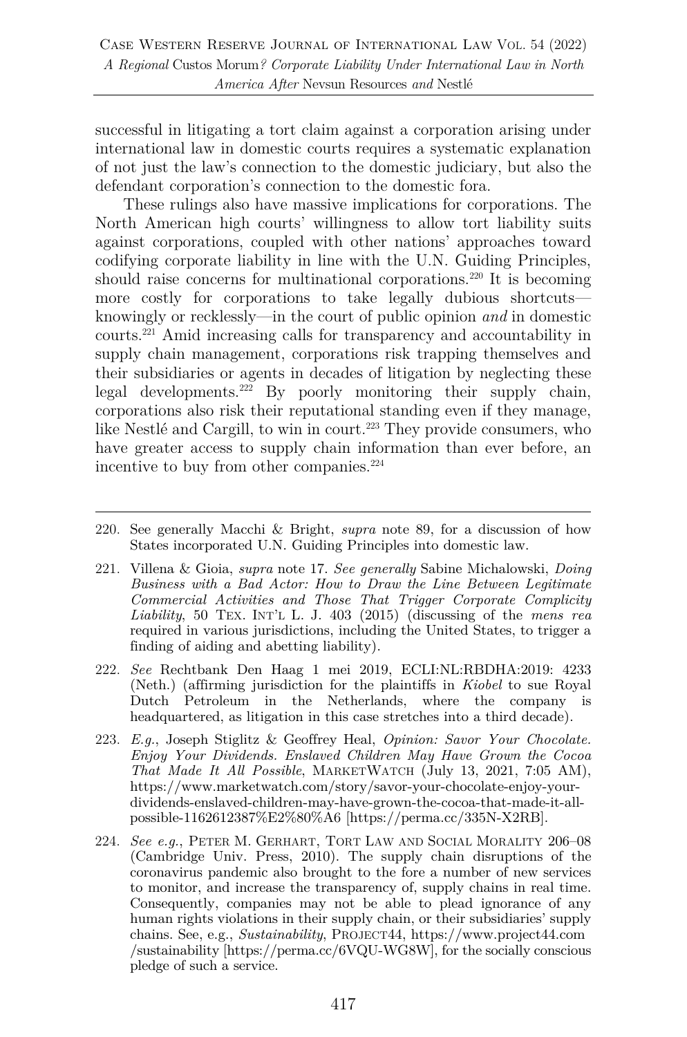successful in litigating a tort claim against a corporation arising under international law in domestic courts requires a systematic explanation of not just the law's connection to the domestic judiciary, but also the defendant corporation's connection to the domestic fora.

These rulings also have massive implications for corporations. The North American high courts' willingness to allow tort liability suits against corporations, coupled with other nations' approaches toward codifying corporate liability in line with the U.N. Guiding Principles, should raise concerns for multinational corporations.[220] It is becoming more costly for corporations to take legally dubious shortcuts—knowingly or recklessly—in the court of public opinion *and* in domestic courts.[221] Amid increasing calls for transparency and accountability in supply chain management, corporations risk trapping themselves and their subsidiaries or agents in decades of litigation by neglecting these legal developments.[222] By poorly monitoring their supply chain, corporations also risk their reputational standing even if they manage, like Nestlé and Cargill, to win in court.[223] They provide consumers, who have greater access to supply chain information than ever before, an incentive to buy from other companies.[224]

---

220. See generally Macchi & Bright, *supra* note 89, for a discussion of how States incorporated U.N. Guiding Principles into domestic law.

221. Villena & Gioia, *supra* note 17. *See generally* Sabine Michalowski, *Doing Business with a Bad Actor: How to Draw the Line Between Legitimate Commercial Activities and Those That Trigger Corporate Complicity Liability*, 50 TEX. INT'L L. J. 403 (2015) (discussing of the *mens rea* required in various jurisdictions, including the United States, to trigger a finding of aiding and abetting liability).

222. *See* Rechtbank Den Haag 1 mei 2019, ECLI:NL:RBDHA:2019: 4233 (Neth.) (affirming jurisdiction for the plaintiffs in *Kiobel* to sue Royal Dutch Petroleum in the Netherlands, where the company is headquartered, as litigation in this case stretches into a third decade).

223. *E.g.*, Joseph Stiglitz & Geoffrey Heal, *Opinion: Savor Your Chocolate. Enjoy Your Dividends. Enslaved Children May Have Grown the Cocoa That Made It All Possible*, MARKETWATCH (July 13, 2021, 7:05 AM), https://www.marketwatch.com/story/savor-your-chocolate-enjoy-your-dividends-enslaved-children-may-have-grown-the-cocoa-that-made-it-all-possible-1162612387%E2%80%A6 [https://perma.cc/335N-X2RB].

224. *See e.g.*, PETER M. GERHART, TORT LAW AND SOCIAL MORALITY 206–08 (Cambridge Univ. Press, 2010). The supply chain disruptions of the coronavirus pandemic also brought to the fore a number of new services to monitor, and increase the transparency of, supply chains in real time. Consequently, companies may not be able to plead ignorance of any human rights violations in their supply chain, or their subsidiaries' supply chains. See, e.g., *Sustainability*, PROJECT44, https://www.project44.com/sustainability [https://perma.cc/6VQU-WG8W], for the socially conscious pledge of such a service.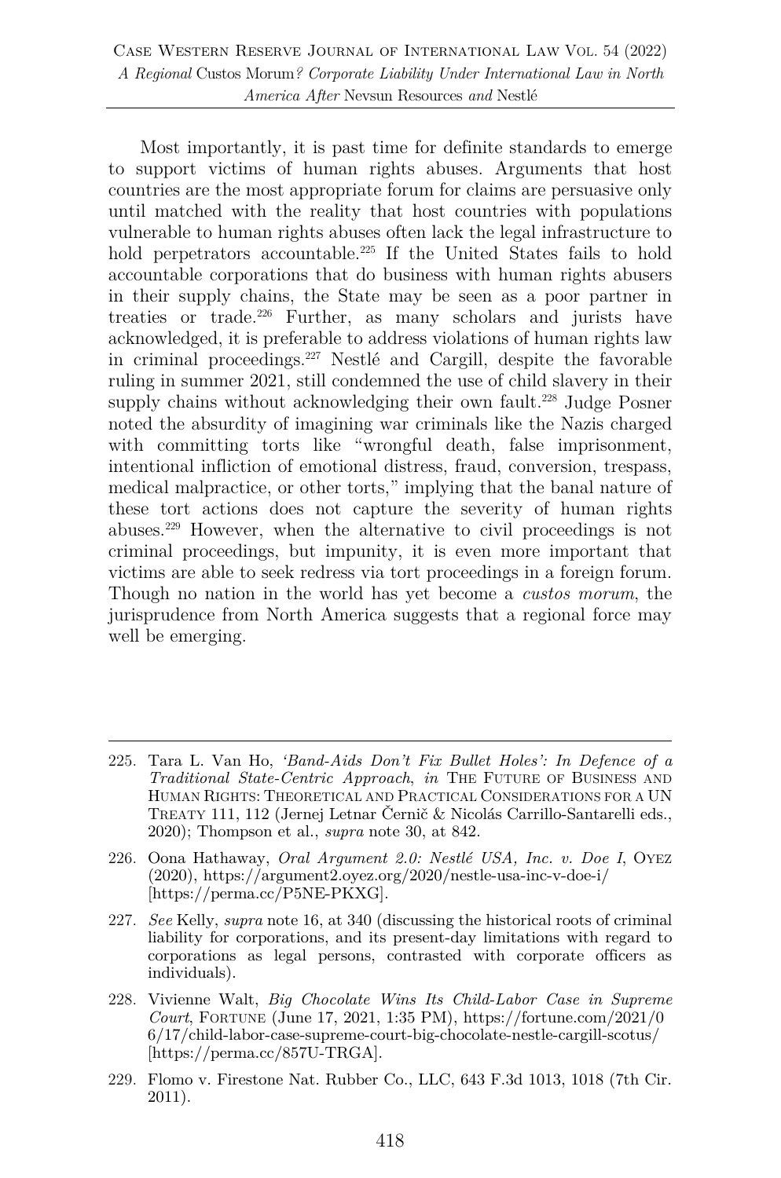Most importantly, it is past time for definite standards to emerge to support victims of human rights abuses. Arguments that host countries are the most appropriate forum for claims are persuasive only until matched with the reality that host countries with populations vulnerable to human rights abuses often lack the legal infrastructure to hold perpetrators accountable.[225] If the United States fails to hold accountable corporations that do business with human rights abusers in their supply chains, the State may be seen as a poor partner in treaties or trade.[226] Further, as many scholars and jurists have acknowledged, it is preferable to address violations of human rights law in criminal proceedings.[227] Nestlé and Cargill, despite the favorable ruling in summer 2021, still condemned the use of child slavery in their supply chains without acknowledging their own fault.[228] Judge Posner noted the absurdity of imagining war criminals like the Nazis charged with committing torts like "wrongful death, false imprisonment, intentional infliction of emotional distress, fraud, conversion, trespass, medical malpractice, or other torts," implying that the banal nature of these tort actions does not capture the severity of human rights abuses.[229] However, when the alternative to civil proceedings is not criminal proceedings, but impunity, it is even more important that victims are able to seek redress via tort proceedings in a foreign forum. Though no nation in the world has yet become a *custos morum*, the jurisprudence from North America suggests that a regional force may well be emerging.

---

225. Tara L. Van Ho, *'Band-Aids Don't Fix Bullet Holes': In Defence of a Traditional State-Centric Approach*, *in* THE FUTURE OF BUSINESS AND HUMAN RIGHTS: THEORETICAL AND PRACTICAL CONSIDERATIONS FOR A UN TREATY 111, 112 (Jernej Letnar Černič & Nicolás Carrillo-Santarelli eds., 2020); Thompson et al., *supra* note 30, at 842.

226. Oona Hathaway, *Oral Argument 2.0: Nestlé USA, Inc. v. Doe I*, OYEZ (2020), https://argument2.oyez.org/2020/nestle-usa-inc-v-doe-i/ [https://perma.cc/P5NE-PKXG].

227. *See* Kelly, *supra* note 16, at 340 (discussing the historical roots of criminal liability for corporations, and its present-day limitations with regard to corporations as legal persons, contrasted with corporate officers as individuals).

228. Vivienne Walt, *Big Chocolate Wins Its Child-Labor Case in Supreme Court*, FORTUNE (June 17, 2021, 1:35 PM), https://fortune.com/2021/06/17/child-labor-case-supreme-court-big-chocolate-nestle-cargill-scotus/ [https://perma.cc/857U-TRGA].

229. Flomo v. Firestone Nat. Rubber Co., LLC, 643 F.3d 1013, 1018 (7th Cir. 2011).